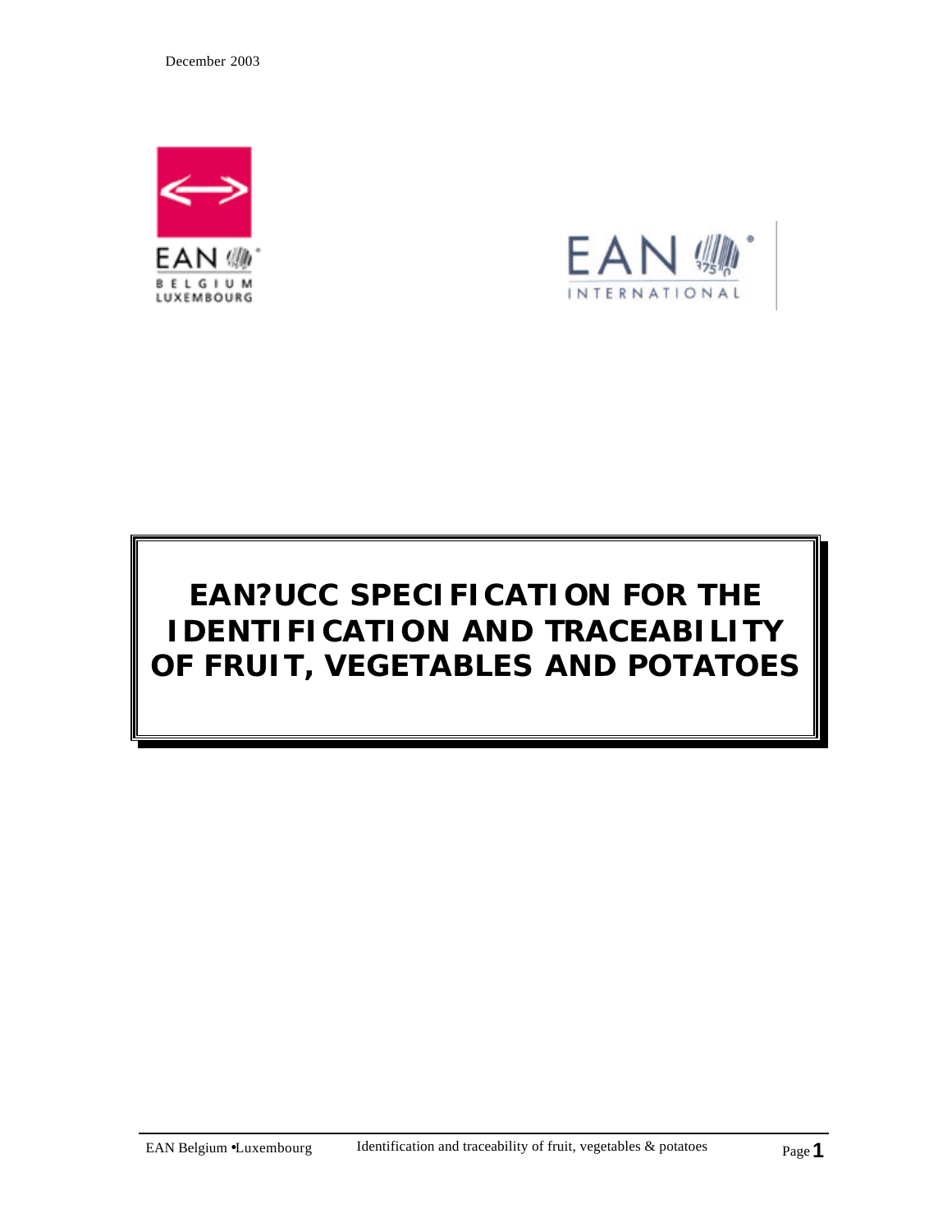December 2003

# EAN?UCC SPECIFICATION FOR THE IDENTIFICATION AND TRACEABILITY OF FRUIT, VEGETABLES AND POTATOES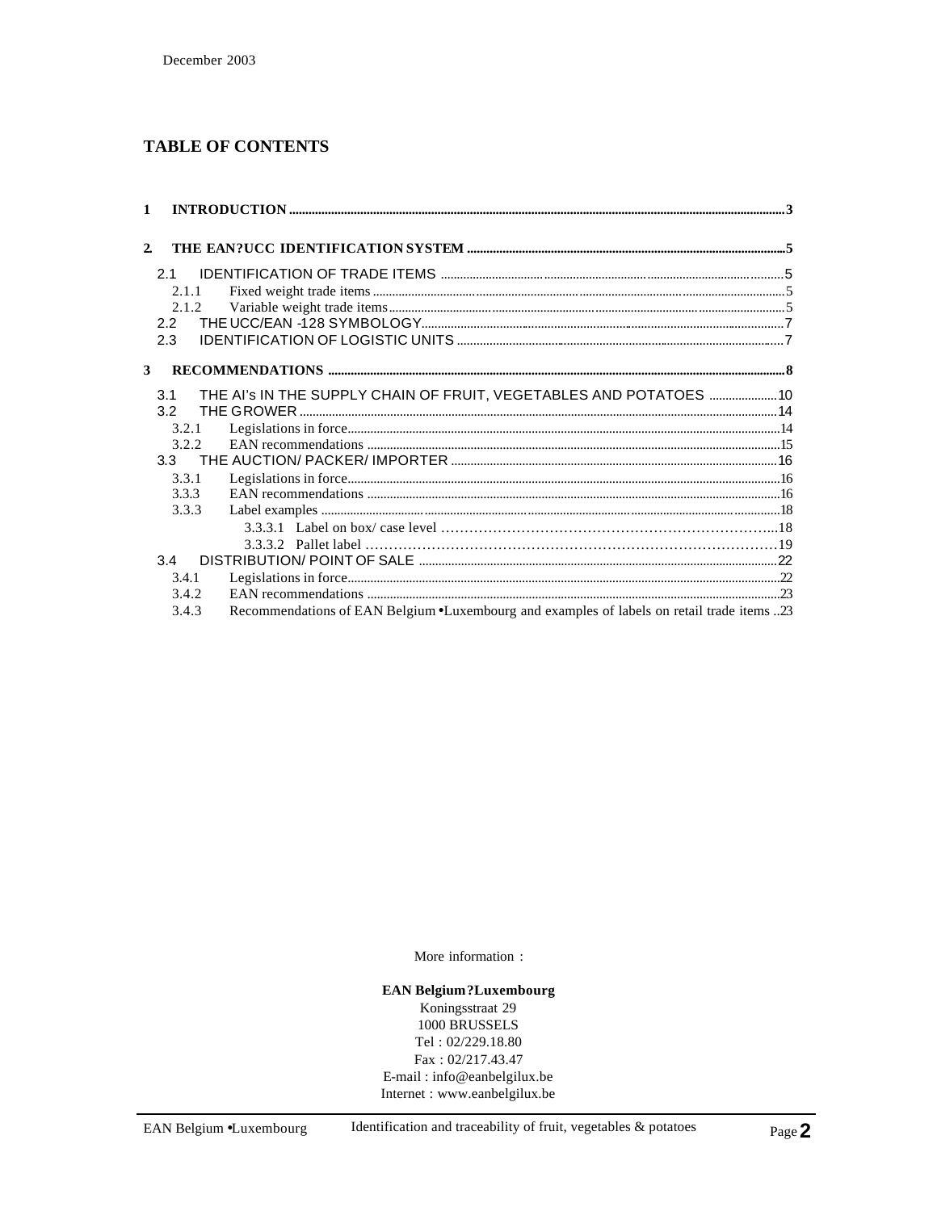December 2003

## TABLE OF CONTENTS

1 INTRODUCTION .......... 3

2. THE EAN?UCC IDENTIFICATION SYSTEM .......... 5

- 2.1 IDENTIFICATION OF TRADE ITEMS .......... 5
  - 2.1.1 Fixed weight trade items .......... 5
  - 2.1.2 Variable weight trade items .......... 5
- 2.2 THE UCC/EAN -128 SYMBOLOGY .......... 7
- 2.3 IDENTIFICATION OF LOGISTIC UNITS .......... 7

3 RECOMMENDATIONS .......... 8

- 3.1 THE AI's IN THE SUPPLY CHAIN OF FRUIT, VEGETABLES AND POTATOES .......... 10
- 3.2 THE GROWER .......... 14
  - 3.2.1 Legislations in force .......... 14
  - 3.2.2 EAN recommendations .......... 15
- 3.3 THE AUCTION/ PACKER/ IMPORTER .......... 16
  - 3.3.1 Legislations in force .......... 16
  - 3.3.3 EAN recommendations .......... 16
  - 3.3.3 Label examples .......... 18
    - 3.3.3.1 Label on box/ case level .......... 18
    - 3.3.3.2 Pallet label .......... 19
- 3.4 DISTRIBUTION/ POINT OF SALE .......... 22
  - 3.4.1 Legislations in force .......... 22
  - 3.4.2 EAN recommendations .......... 23
  - 3.4.3 Recommendations of EAN Belgium •Luxembourg and examples of labels on retail trade items .. 23

More information :

**EAN Belgium?Luxembourg**
Koningsstraat 29
1000 BRUSSELS
Tel : 02/229.18.80
Fax : 02/217.43.47
E-mail : info@eanbelgilux.be
Internet : www.eanbelgilux.be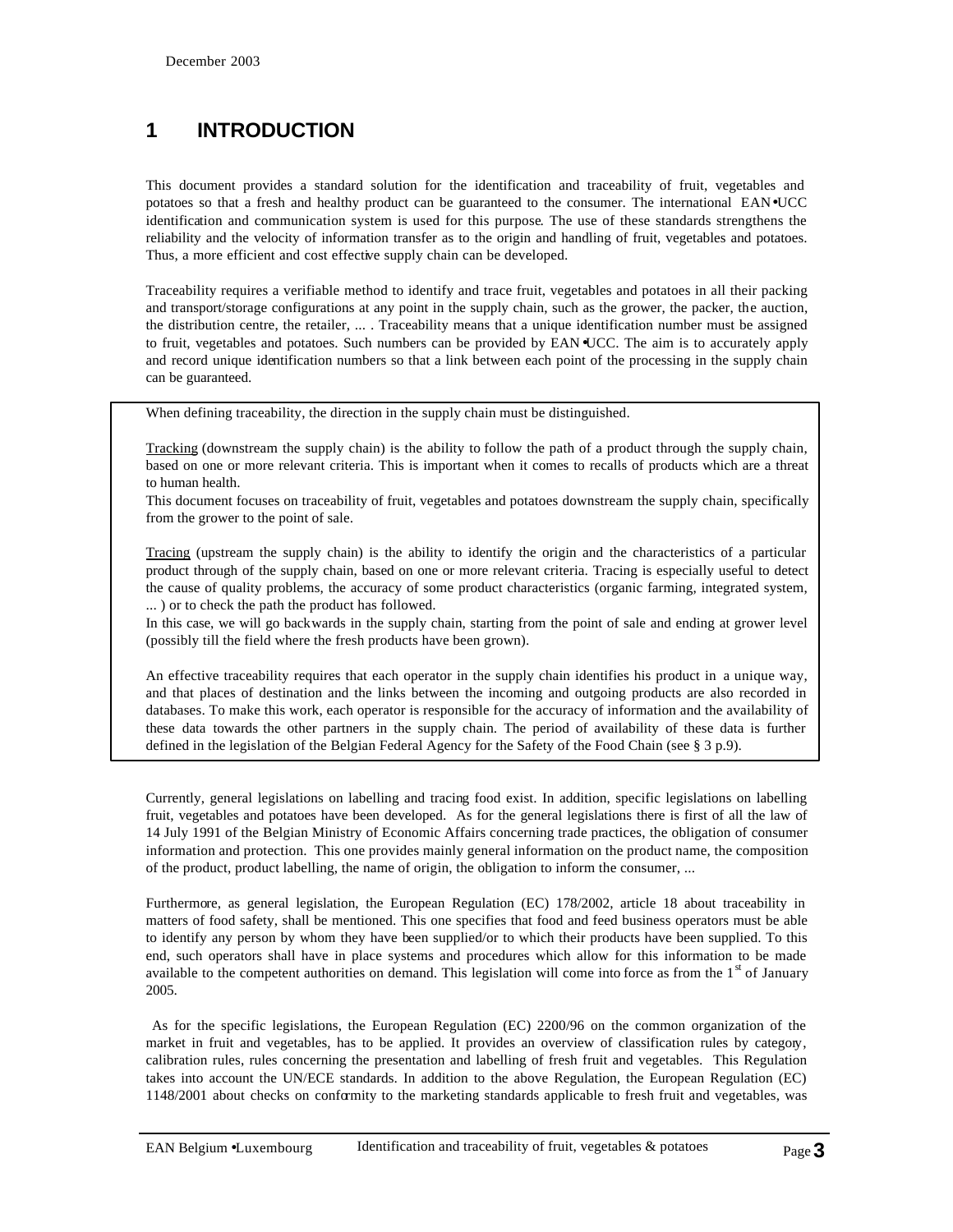# 1 INTRODUCTION

This document provides a standard solution for the identification and traceability of fruit, vegetables and potatoes so that a fresh and healthy product can be guaranteed to the consumer. The international EAN•UCC identification and communication system is used for this purpose. The use of these standards strengthens the reliability and the velocity of information transfer as to the origin and handling of fruit, vegetables and potatoes. Thus, a more efficient and cost effective supply chain can be developed.

Traceability requires a verifiable method to identify and trace fruit, vegetables and potatoes in all their packing and transport/storage configurations at any point in the supply chain, such as the grower, the packer, the auction, the distribution centre, the retailer, ... . Traceability means that a unique identification number must be assigned to fruit, vegetables and potatoes. Such numbers can be provided by EAN•UCC. The aim is to accurately apply and record unique identification numbers so that a link between each point of the processing in the supply chain can be guaranteed.

When defining traceability, the direction in the supply chain must be distinguished.

Tracking (downstream the supply chain) is the ability to follow the path of a product through the supply chain, based on one or more relevant criteria. This is important when it comes to recalls of products which are a threat to human health.
This document focuses on traceability of fruit, vegetables and potatoes downstream the supply chain, specifically from the grower to the point of sale.

Tracing (upstream the supply chain) is the ability to identify the origin and the characteristics of a particular product through of the supply chain, based on one or more relevant criteria. Tracing is especially useful to detect the cause of quality problems, the accuracy of some product characteristics (organic farming, integrated system, ... ) or to check the path the product has followed.
In this case, we will go backwards in the supply chain, starting from the point of sale and ending at grower level (possibly till the field where the fresh products have been grown).

An effective traceability requires that each operator in the supply chain identifies his product in a unique way, and that places of destination and the links between the incoming and outgoing products are also recorded in databases. To make this work, each operator is responsible for the accuracy of information and the availability of these data towards the other partners in the supply chain. The period of availability of these data is further defined in the legislation of the Belgian Federal Agency for the Safety of the Food Chain (see § 3 p.9).

Currently, general legislations on labelling and tracing food exist. In addition, specific legislations on labelling fruit, vegetables and potatoes have been developed. As for the general legislations there is first of all the law of 14 July 1991 of the Belgian Ministry of Economic Affairs concerning trade practices, the obligation of consumer information and protection. This one provides mainly general information on the product name, the composition of the product, product labelling, the name of origin, the obligation to inform the consumer, ...

Furthermore, as general legislation, the European Regulation (EC) 178/2002, article 18 about traceability in matters of food safety, shall be mentioned. This one specifies that food and feed business operators must be able to identify any person by whom they have been supplied/or to which their products have been supplied. To this end, such operators shall have in place systems and procedures which allow for this information to be made available to the competent authorities on demand. This legislation will come into force as from the 1st of January 2005.

As for the specific legislations, the European Regulation (EC) 2200/96 on the common organization of the market in fruit and vegetables, has to be applied. It provides an overview of classification rules by category, calibration rules, rules concerning the presentation and labelling of fresh fruit and vegetables. This Regulation takes into account the UN/ECE standards. In addition to the above Regulation, the European Regulation (EC) 1148/2001 about checks on conformity to the marketing standards applicable to fresh fruit and vegetables, was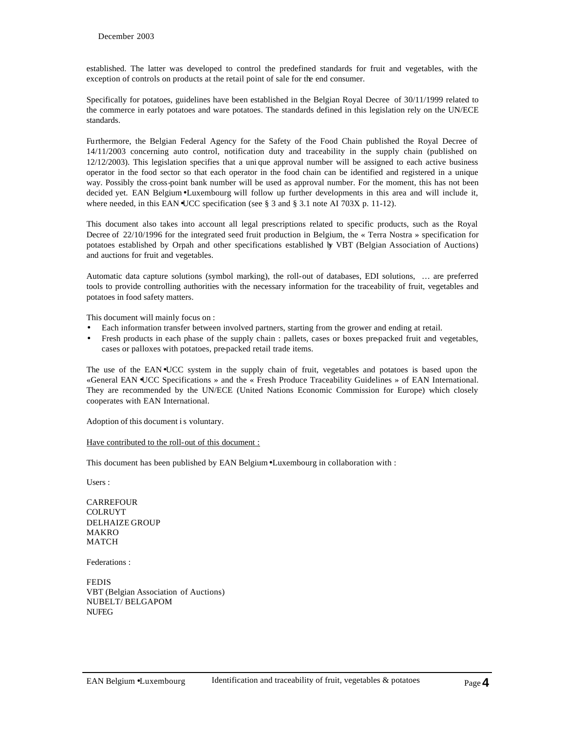established. The latter was developed to control the predefined standards for fruit and vegetables, with the exception of controls on products at the retail point of sale for the end consumer.

Specifically for potatoes, guidelines have been established in the Belgian Royal Decree of 30/11/1999 related to the commerce in early potatoes and ware potatoes. The standards defined in this legislation rely on the UN/ECE standards.

Furthermore, the Belgian Federal Agency for the Safety of the Food Chain published the Royal Decree of 14/11/2003 concerning auto control, notification duty and traceability in the supply chain (published on 12/12/2003). This legislation specifies that a unique approval number will be assigned to each active business operator in the food sector so that each operator in the food chain can be identified and registered in a unique way. Possibly the cross-point bank number will be used as approval number. For the moment, this has not been decided yet. EAN Belgium•Luxembourg will follow up further developments in this area and will include it, where needed, in this EAN•UCC specification (see § 3 and § 3.1 note AI 703X p. 11-12).

This document also takes into account all legal prescriptions related to specific products, such as the Royal Decree of 22/10/1996 for the integrated seed fruit production in Belgium, the « Terra Nostra » specification for potatoes established by Orpah and other specifications established by VBT (Belgian Association of Auctions) and auctions for fruit and vegetables.

Automatic data capture solutions (symbol marking), the roll-out of databases, EDI solutions, … are preferred tools to provide controlling authorities with the necessary information for the traceability of fruit, vegetables and potatoes in food safety matters.

This document will mainly focus on :

- Each information transfer between involved partners, starting from the grower and ending at retail.
- Fresh products in each phase of the supply chain : pallets, cases or boxes pre-packed fruit and vegetables, cases or palloxes with potatoes, pre-packed retail trade items.

The use of the EAN•UCC system in the supply chain of fruit, vegetables and potatoes is based upon the «General EAN•UCC Specifications » and the « Fresh Produce Traceability Guidelines » of EAN International. They are recommended by the UN/ECE (United Nations Economic Commission for Europe) which closely cooperates with EAN International.

Adoption of this document is voluntary.

<u>Have contributed to the roll-out of this document :</u>

This document has been published by EAN Belgium•Luxembourg in collaboration with :

Users :

CARREFOUR
COLRUYT
DELHAIZE GROUP
MAKRO
MATCH

Federations :

FEDIS
VBT (Belgian Association of Auctions)
NUBELT/ BELGAPOM
NUFEG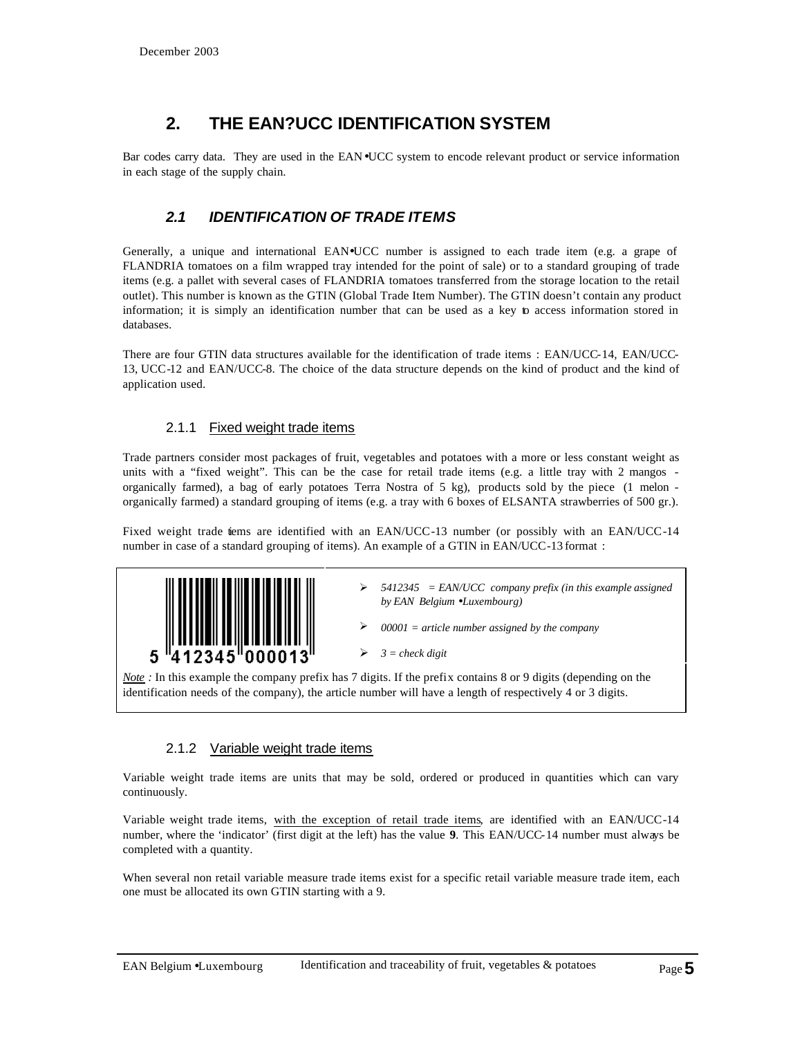## 2. THE EAN?UCC IDENTIFICATION SYSTEM

Bar codes carry data. They are used in the EAN•UCC system to encode relevant product or service information in each stage of the supply chain.

### 2.1 IDENTIFICATION OF TRADE ITEMS

Generally, a unique and international EAN•UCC number is assigned to each trade item (e.g. a grape of FLANDRIA tomatoes on a film wrapped tray intended for the point of sale) or to a standard grouping of trade items (e.g. a pallet with several cases of FLANDRIA tomatoes transferred from the storage location to the retail outlet). This number is known as the GTIN (Global Trade Item Number). The GTIN doesn't contain any product information; it is simply an identification number that can be used as a key to access information stored in databases.

There are four GTIN data structures available for the identification of trade items : EAN/UCC-14, EAN/UCC-13, UCC-12 and EAN/UCC-8. The choice of the data structure depends on the kind of product and the kind of application used.

#### 2.1.1 Fixed weight trade items

Trade partners consider most packages of fruit, vegetables and potatoes with a more or less constant weight as units with a "fixed weight". This can be the case for retail trade items (e.g. a little tray with 2 mangos - organically farmed), a bag of early potatoes Terra Nostra of 5 kg), products sold by the piece (1 melon - organically farmed) a standard grouping of items (e.g. a tray with 6 boxes of ELSANTA strawberries of 500 gr.).

Fixed weight trade items are identified with an EAN/UCC-13 number (or possibly with an EAN/UCC-14 number in case of a standard grouping of items). An example of a GTIN in EAN/UCC-13 format :

5 412345 000013

- *5412345 = EAN/UCC company prefix (in this example assigned by EAN Belgium •Luxembourg)*
- *00001 = article number assigned by the company*
- *3 = check digit*

*Note :* In this example the company prefix has 7 digits. If the prefix contains 8 or 9 digits (depending on the identification needs of the company), the article number will have a length of respectively 4 or 3 digits.

#### 2.1.2 Variable weight trade items

Variable weight trade items are units that may be sold, ordered or produced in quantities which can vary continuously.

Variable weight trade items, with the exception of retail trade items, are identified with an EAN/UCC-14 number, where the 'indicator' (first digit at the left) has the value **9**. This EAN/UCC-14 number must always be completed with a quantity.

When several non retail variable measure trade items exist for a specific retail variable measure trade item, each one must be allocated its own GTIN starting with a 9.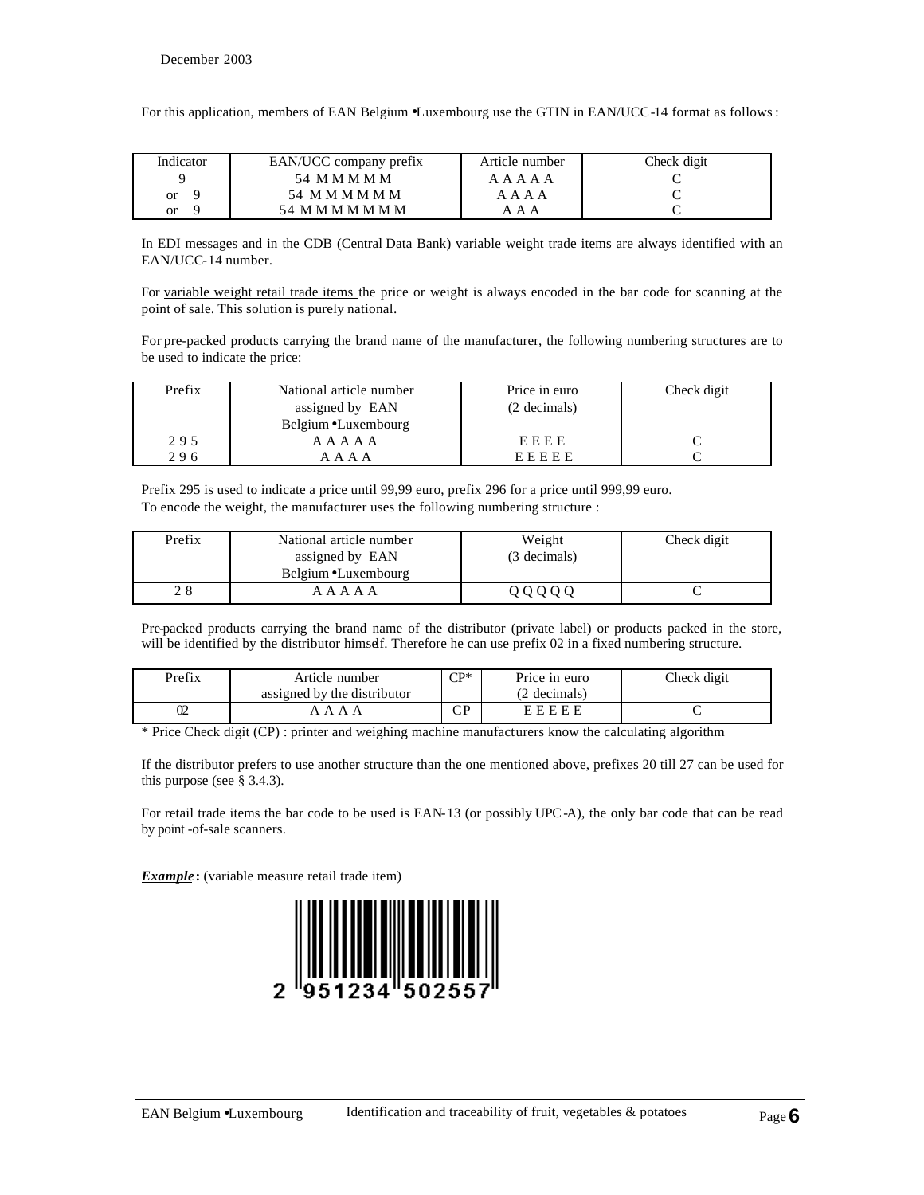December 2003

For this application, members of EAN Belgium •Luxembourg use the GTIN in EAN/UCC-14 format as follows :

| Indicator | EAN/UCC company prefix | Article number | Check digit |
|---|---|---|---|
| 9 | 54 M M M M M | A A A A A | C |
| or 9 | 54 M M M M M M | A A A A | C |
| or 9 | 54 M M M M M M M | A A A | C |

In EDI messages and in the CDB (Central Data Bank) variable weight trade items are always identified with an EAN/UCC-14 number.

For variable weight retail trade items the price or weight is always encoded in the bar code for scanning at the point of sale. This solution is purely national.

For pre-packed products carrying the brand name of the manufacturer, the following numbering structures are to be used to indicate the price:

| Prefix | National article number assigned by EAN Belgium •Luxembourg | Price in euro (2 decimals) | Check digit |
|---|---|---|---|
| 2 9 5 | A A A A A | E E E E | C |
| 2 9 6 | A A A A | E E E E E | C |

Prefix 295 is used to indicate a price until 99,99 euro, prefix 296 for a price until 999,99 euro.
To encode the weight, the manufacturer uses the following numbering structure :

| Prefix | National article number assigned by EAN Belgium •Luxembourg | Weight (3 decimals) | Check digit |
|---|---|---|---|
| 2 8 | A A A A A | Q Q Q Q Q | C |

Pre-packed products carrying the brand name of the distributor (private label) or products packed in the store, will be identified by the distributor himself. Therefore he can use prefix 02 in a fixed numbering structure.

| Prefix | Article number assigned by the distributor | CP* | Price in euro (2 decimals) | Check digit |
|---|---|---|---|---|
| 02 | A A A A | C P | E E E E E | C |

* Price Check digit (CP) : printer and weighing machine manufacturers know the calculating algorithm

If the distributor prefers to use another structure than the one mentioned above, prefixes 20 till 27 can be used for this purpose (see § 3.4.3).

For retail trade items the bar code to be used is EAN-13 (or possibly UPC-A), the only bar code that can be read by point -of-sale scanners.

***Example*:** (variable measure retail trade item)

2 951234 502557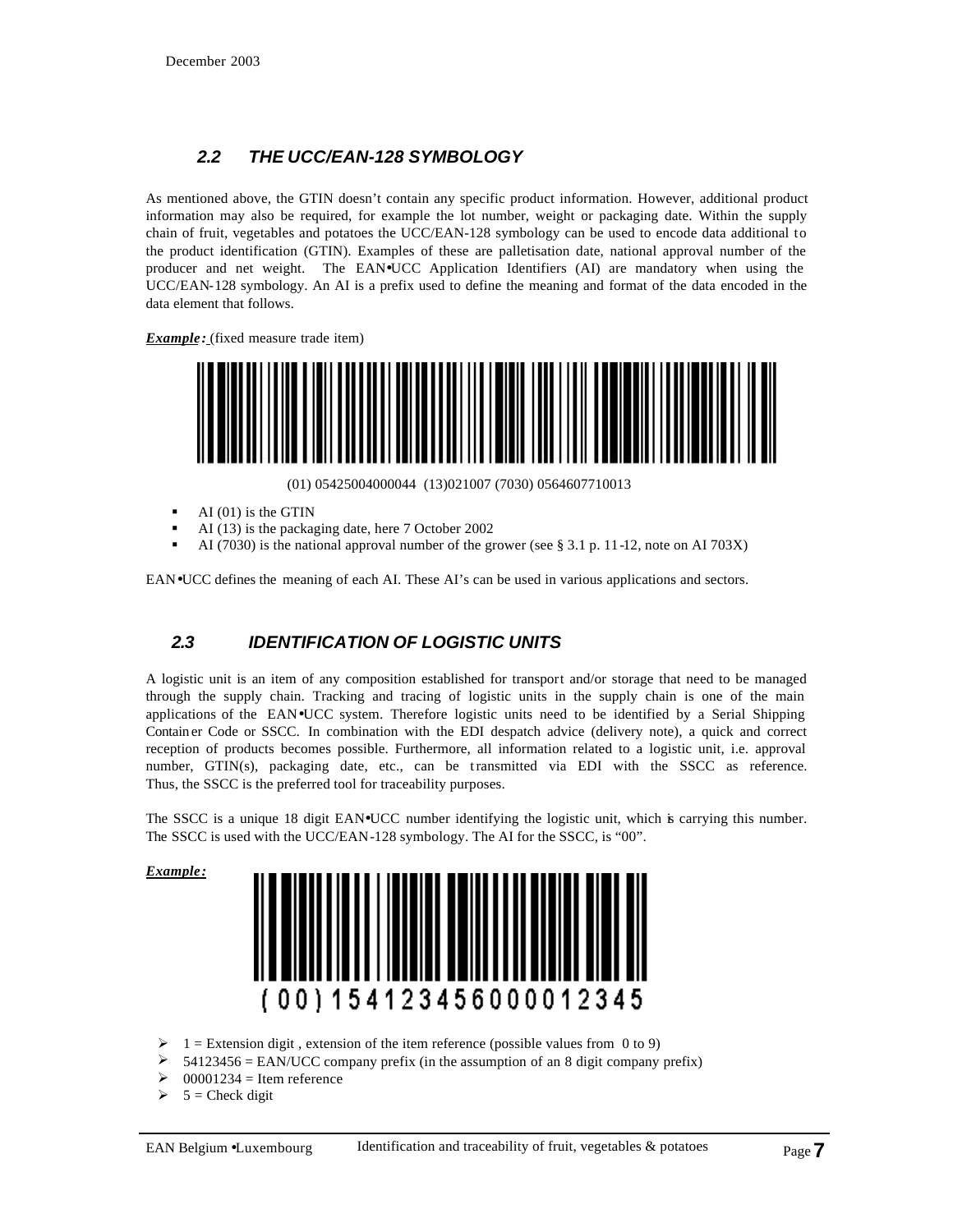December 2003

## 2.2 THE UCC/EAN-128 SYMBOLOGY

As mentioned above, the GTIN doesn't contain any specific product information. However, additional product information may also be required, for example the lot number, weight or packaging date. Within the supply chain of fruit, vegetables and potatoes the UCC/EAN-128 symbology can be used to encode data additional to the product identification (GTIN). Examples of these are palletisation date, national approval number of the producer and net weight. The EAN•UCC Application Identifiers (AI) are mandatory when using the UCC/EAN-128 symbology. An AI is a prefix used to define the meaning and format of the data encoded in the data element that follows.

***Example:*** (fixed measure trade item)

(01) 05425004000044 (13)021007 (7030) 0564607710013

- AI (01) is the GTIN
- AI (13) is the packaging date, here 7 October 2002
- AI (7030) is the national approval number of the grower (see § 3.1 p. 11-12, note on AI 703X)

EAN•UCC defines the meaning of each AI. These AI's can be used in various applications and sectors.

## 2.3 IDENTIFICATION OF LOGISTIC UNITS

A logistic unit is an item of any composition established for transport and/or storage that need to be managed through the supply chain. Tracking and tracing of logistic units in the supply chain is one of the main applications of the EAN•UCC system. Therefore logistic units need to be identified by a Serial Shipping Container Code or SSCC. In combination with the EDI despatch advice (delivery note), a quick and correct reception of products becomes possible. Furthermore, all information related to a logistic unit, i.e. approval number, GTIN(s), packaging date, etc., can be transmitted via EDI with the SSCC as reference. Thus, the SSCC is the preferred tool for traceability purposes.

The SSCC is a unique 18 digit EAN•UCC number identifying the logistic unit, which is carrying this number. The SSCC is used with the UCC/EAN-128 symbology. The AI for the SSCC, is "00".

***Example:***

(00) 154123456000012345

- 1 = Extension digit , extension of the item reference (possible values from 0 to 9)
- 54123456 = EAN/UCC company prefix (in the assumption of an 8 digit company prefix)
- 00001234 = Item reference
- 5 = Check digit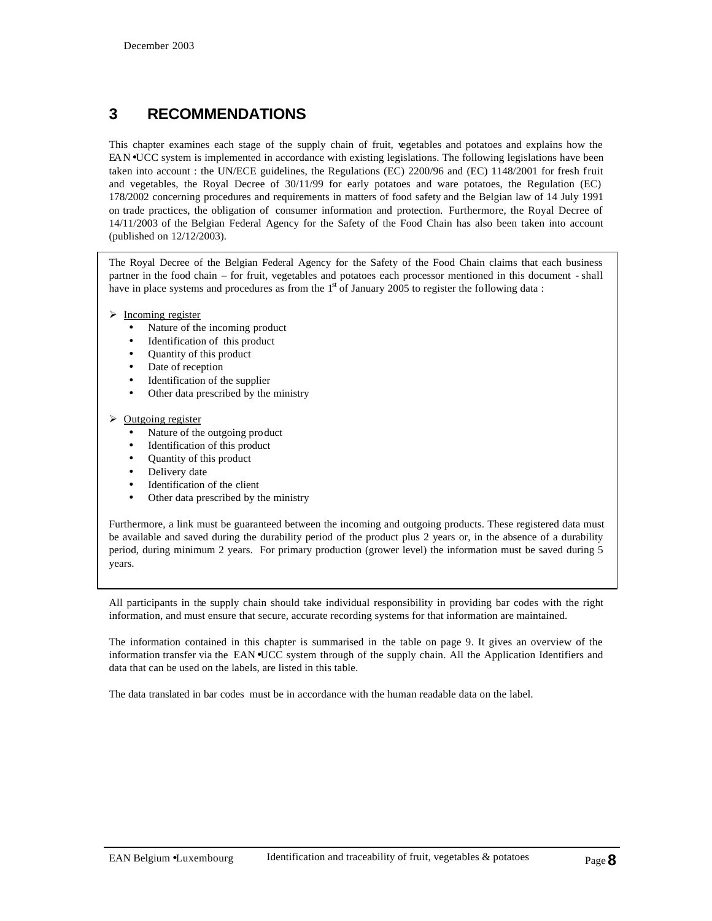# 3 RECOMMENDATIONS

This chapter examines each stage of the supply chain of fruit, vegetables and potatoes and explains how the EAN•UCC system is implemented in accordance with existing legislations. The following legislations have been taken into account : the UN/ECE guidelines, the Regulations (EC) 2200/96 and (EC) 1148/2001 for fresh fruit and vegetables, the Royal Decree of 30/11/99 for early potatoes and ware potatoes, the Regulation (EC) 178/2002 concerning procedures and requirements in matters of food safety and the Belgian law of 14 July 1991 on trade practices, the obligation of consumer information and protection. Furthermore, the Royal Decree of 14/11/2003 of the Belgian Federal Agency for the Safety of the Food Chain has also been taken into account (published on 12/12/2003).

The Royal Decree of the Belgian Federal Agency for the Safety of the Food Chain claims that each business partner in the food chain – for fruit, vegetables and potatoes each processor mentioned in this document - shall have in place systems and procedures as from the 1st of January 2005 to register the following data :

- Incoming register
  - Nature of the incoming product
  - Identification of this product
  - Quantity of this product
  - Date of reception
  - Identification of the supplier
  - Other data prescribed by the ministry

- Outgoing register
  - Nature of the outgoing product
  - Identification of this product
  - Quantity of this product
  - Delivery date
  - Identification of the client
  - Other data prescribed by the ministry

Furthermore, a link must be guaranteed between the incoming and outgoing products. These registered data must be available and saved during the durability period of the product plus 2 years or, in the absence of a durability period, during minimum 2 years. For primary production (grower level) the information must be saved during 5 years.

All participants in the supply chain should take individual responsibility in providing bar codes with the right information, and must ensure that secure, accurate recording systems for that information are maintained.

The information contained in this chapter is summarised in the table on page 9. It gives an overview of the information transfer via the EAN•UCC system through of the supply chain. All the Application Identifiers and data that can be used on the labels, are listed in this table.

The data translated in bar codes must be in accordance with the human readable data on the label.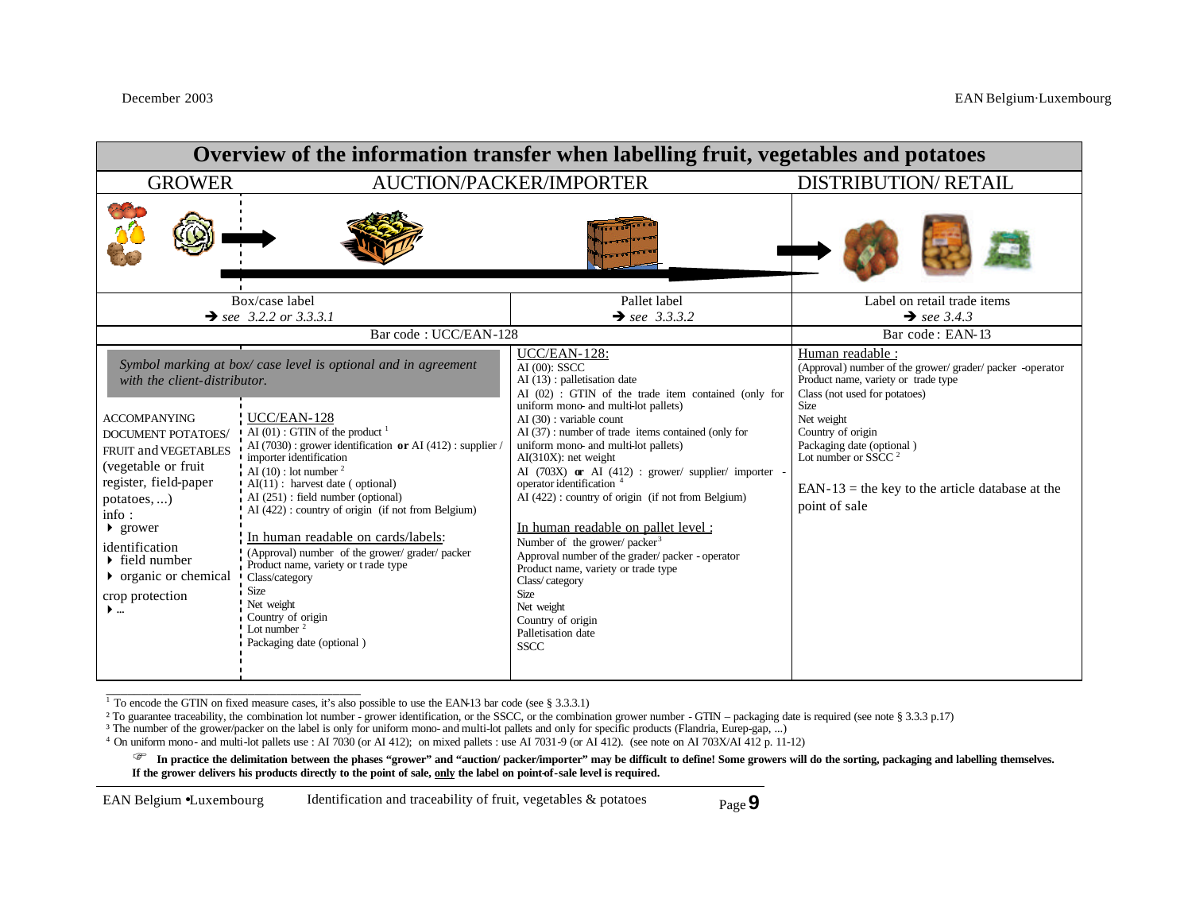# Overview of the information transfer when labelling fruit, vegetables and potatoes

| GROWER | AUCTION/PACKER/IMPORTER | | DISTRIBUTION/ RETAIL |
|---|---|---|---|
| Box/case label ➔ *see 3.2.2 or 3.3.3.1* | | Pallet label ➔ *see 3.3.3.2* | Label on retail trade items ➔ *see 3.4.3* |
| Bar code : UCC/EAN-128 | | | Bar code : EAN-13 |
| *Symbol marking at box/ case level is optional and in agreement with the client-distributor.* | | UCC/EAN-128: AI (00): SSCC; AI (13) : palletisation date; AI (02) : GTIN of the trade item contained (only for uniform mono- and multi-lot pallets); AI (30) : variable count; AI (37) : number of trade items contained (only for uniform mono- and multi-lot pallets); AI(310X): net weight; AI (703X) **or** AI (412) : grower/ supplier/ importer - operator identification [4]; AI (422) : country of origin (if not from Belgium) | Human readable : (Approval) number of the grower/ grader/ packer -operator; Product name, variety or trade type; Class (not used for potatoes); Size; Net weight; Country of origin; Packaging date (optional ); Lot number or SSCC [2] |
| ACCOMPANYING DOCUMENT POTATOES/ FRUIT and VEGETABLES (vegetable or fruit register, field-paper potatoes, ...) info : ▸ grower identification ▸ field number ▸ organic or chemical crop protection ▸ ... | UCC/EAN-128: AI (01) : GTIN of the product [1]; AI (7030) : grower identification **or** AI (412) : supplier / importer identification; AI (10) : lot number [2]; AI(11) : harvest date ( optional); AI (251) : field number (optional); AI (422) : country of origin (if not from Belgium) | In human readable on pallet level : Number of the grower/ packer [3]; Approval number of the grader/ packer - operator; Product name, variety or trade type; Class/ category; Size; Net weight; Country of origin; Palletisation date; SSCC | EAN-13 = the key to the article database at the point of sale |
| | In human readable on cards/labels: (Approval) number of the grower/ grader/ packer; Product name, variety or trade type; Class/category; Size; Net weight; Country of origin; Lot number [2]; Packaging date (optional ) | | |

[1] To encode the GTIN on fixed measure cases, it's also possible to use the EAN-13 bar code (see § 3.3.3.1)

[2] To guarantee traceability, the combination lot number - grower identification, or the SSCC, or the combination grower number - GTIN – packaging date is required (see note § 3.3.3 p.17)

[3] The number of the grower/packer on the label is only for uniform mono- and multi-lot pallets and only for specific products (Flandria, Eurep-gap, ...)

[4] On uniform mono- and multi-lot pallets use : AI 7030 (or AI 412); on mixed pallets : use AI 7031-9 (or AI 412). (see note on AI 703X/AI 412 p. 11-12)

☞ **In practice the delimitation between the phases "grower" and "auction/ packer/importer" may be difficult to define! Some growers will do the sorting, packaging and labelling themselves. If the grower delivers his products directly to the point of sale, only the label on point-of-sale level is required.**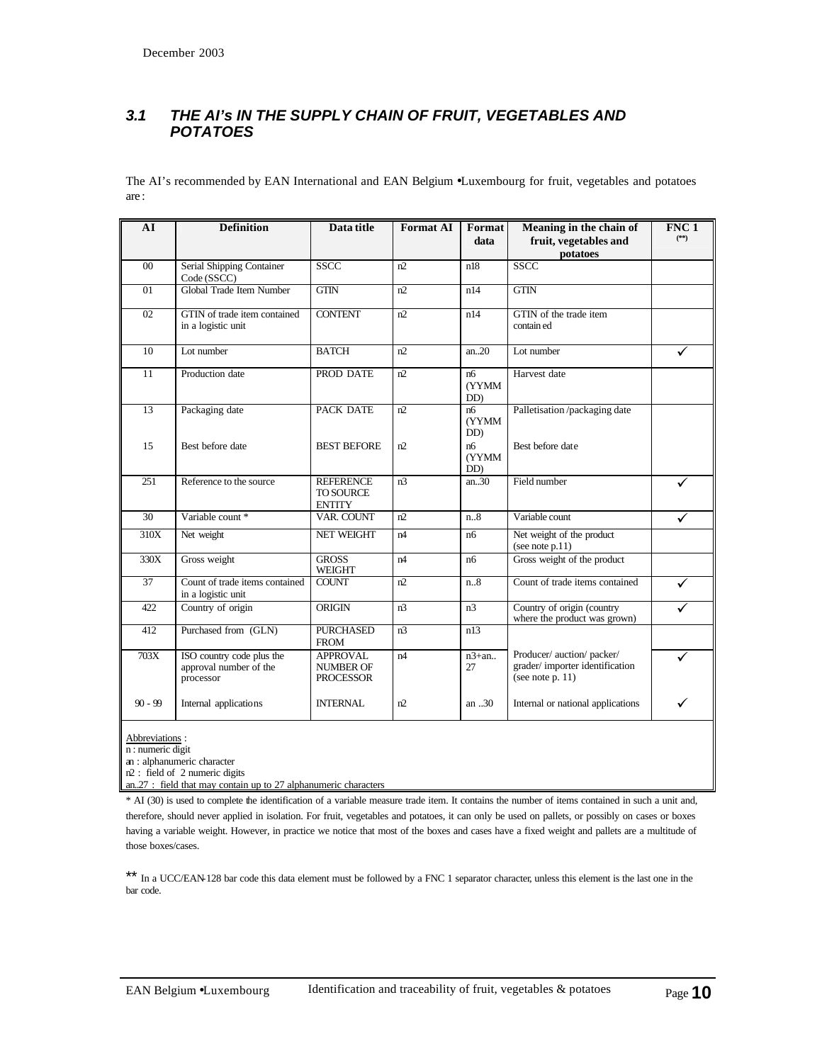## 3.1 THE AI's IN THE SUPPLY CHAIN OF FRUIT, VEGETABLES AND POTATOES

The AI's recommended by EAN International and EAN Belgium •Luxembourg for fruit, vegetables and potatoes are:

| AI | Definition | Data title | Format AI | Format data | Meaning in the chain of fruit, vegetables and potatoes | FNC 1 (**) |
|---|---|---|---|---|---|---|
| 00 | Serial Shipping Container Code (SSCC) | SSCC | n2 | n18 | SSCC | |
| 01 | Global Trade Item Number | GTIN | n2 | n14 | GTIN | |
| 02 | GTIN of trade item contained in a logistic unit | CONTENT | n2 | n14 | GTIN of the trade item contained | |
| 10 | Lot number | BATCH | n2 | an..20 | Lot number | ✓ |
| 11 | Production date | PROD DATE | n2 | n6 (YYMMDD) | Harvest date | |
| 13 | Packaging date | PACK DATE | n2 | n6 (YYMMDD) | Palletisation /packaging date | |
| 15 | Best before date | BEST BEFORE | n2 | n6 (YYMMDD) | Best before date | |
| 251 | Reference to the source | REFERENCE TO SOURCE ENTITY | n3 | an..30 | Field number | ✓ |
| 30 | Variable count * | VAR. COUNT | n2 | n..8 | Variable count | ✓ |
| 310X | Net weight | NET WEIGHT | n4 | n6 | Net weight of the product (see note p.11) | |
| 330X | Gross weight | GROSS WEIGHT | n4 | n6 | Gross weight of the product | |
| 37 | Count of trade items contained in a logistic unit | COUNT | n2 | n..8 | Count of trade items contained | ✓ |
| 422 | Country of origin | ORIGIN | n3 | n3 | Country of origin (country where the product was grown) | ✓ |
| 412 | Purchased from (GLN) | PURCHASED FROM | n3 | n13 | Producer/ auction/ packer/ grader/ importer identification (see note p. 11) | |
| 703X | ISO country code plus the approval number of the processor | APPROVAL NUMBER OF PROCESSOR | n4 | n3+an..27 | | ✓ |
| 90 - 99 | Internal applications | INTERNAL | n2 | an ..30 | Internal or national applications | ✓ |

Abbreviations :
n : numeric digit
an : alphanumeric character
n2 : field of 2 numeric digits
an..27 : field that may contain up to 27 alphanumeric characters

\* AI (30) is used to complete the identification of a variable measure trade item. It contains the number of items contained in such a unit and, therefore, should never applied in isolation. For fruit, vegetables and potatoes, it can only be used on pallets, or possibly on cases or boxes having a variable weight. However, in practice we notice that most of the boxes and cases have a fixed weight and pallets are a multitude of those boxes/cases.

\** In a UCC/EAN-128 bar code this data element must be followed by a FNC 1 separator character, unless this element is the last one in the bar code.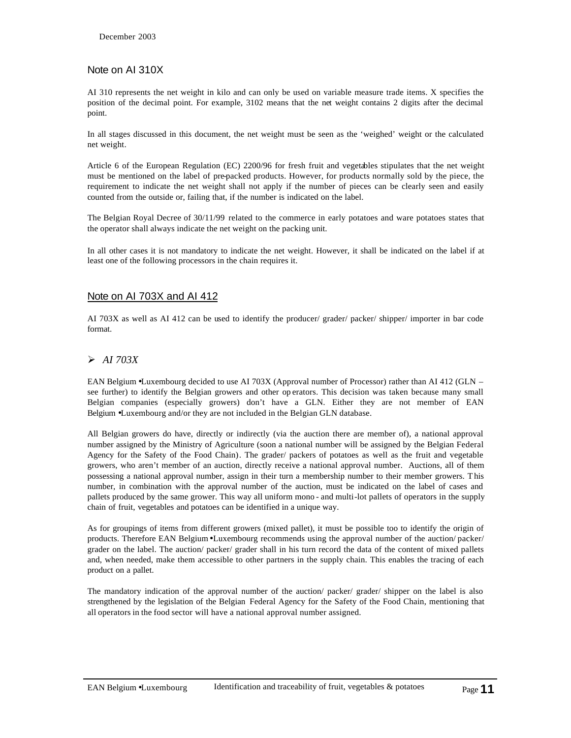## Note on AI 310X

AI 310 represents the net weight in kilo and can only be used on variable measure trade items. X specifies the position of the decimal point. For example, 3102 means that the net weight contains 2 digits after the decimal point.

In all stages discussed in this document, the net weight must be seen as the 'weighed' weight or the calculated net weight.

Article 6 of the European Regulation (EC) 2200/96 for fresh fruit and vegetables stipulates that the net weight must be mentioned on the label of pre-packed products. However, for products normally sold by the piece, the requirement to indicate the net weight shall not apply if the number of pieces can be clearly seen and easily counted from the outside or, failing that, if the number is indicated on the label.

The Belgian Royal Decree of 30/11/99 related to the commerce in early potatoes and ware potatoes states that the operator shall always indicate the net weight on the packing unit.

In all other cases it is not mandatory to indicate the net weight. However, it shall be indicated on the label if at least one of the following processors in the chain requires it.

## Note on AI 703X and AI 412

AI 703X as well as AI 412 can be used to identify the producer/ grader/ packer/ shipper/ importer in bar code format.

### *AI 703X*

EAN Belgium •Luxembourg decided to use AI 703X (Approval number of Processor) rather than AI 412 (GLN – see further) to identify the Belgian growers and other operators. This decision was taken because many small Belgian companies (especially growers) don't have a GLN. Either they are not member of EAN Belgium •Luxembourg and/or they are not included in the Belgian GLN database.

All Belgian growers do have, directly or indirectly (via the auction there are member of), a national approval number assigned by the Ministry of Agriculture (soon a national number will be assigned by the Belgian Federal Agency for the Safety of the Food Chain). The grader/ packers of potatoes as well as the fruit and vegetable growers, who aren't member of an auction, directly receive a national approval number. Auctions, all of them possessing a national approval number, assign in their turn a membership number to their member growers. This number, in combination with the approval number of the auction, must be indicated on the label of cases and pallets produced by the same grower. This way all uniform mono- and multi-lot pallets of operators in the supply chain of fruit, vegetables and potatoes can be identified in a unique way.

As for groupings of items from different growers (mixed pallet), it must be possible too to identify the origin of products. Therefore EAN Belgium •Luxembourg recommends using the approval number of the auction/ packer/ grader on the label. The auction/ packer/ grader shall in his turn record the data of the content of mixed pallets and, when needed, make them accessible to other partners in the supply chain. This enables the tracing of each product on a pallet.

The mandatory indication of the approval number of the auction/ packer/ grader/ shipper on the label is also strengthened by the legislation of the Belgian Federal Agency for the Safety of the Food Chain, mentioning that all operators in the food sector will have a national approval number assigned.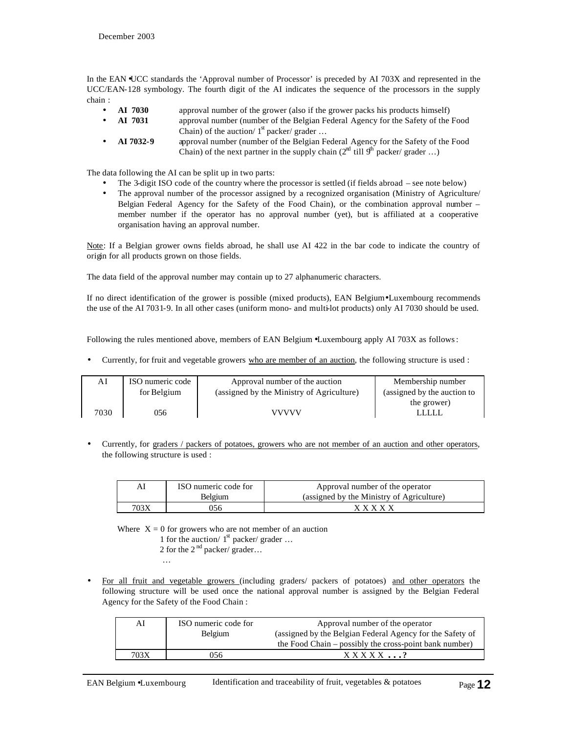In the EAN•UCC standards the 'Approval number of Processor' is preceded by AI 703X and represented in the UCC/EAN-128 symbology. The fourth digit of the AI indicates the sequence of the processors in the supply chain :

- **AI 7030** approval number of the grower (also if the grower packs his products himself)
- **AI 7031** approval number (number of the Belgian Federal Agency for the Safety of the Food Chain) of the auction/ 1st packer/ grader …
- **AI 7032-9** approval number (number of the Belgian Federal Agency for the Safety of the Food Chain) of the next partner in the supply chain (2nd till 9th packer/ grader …)

The data following the AI can be split up in two parts:

- The 3-digit ISO code of the country where the processor is settled (if fields abroad – see note below)
- The approval number of the processor assigned by a recognized organisation (Ministry of Agriculture/ Belgian Federal Agency for the Safety of the Food Chain), or the combination approval number – member number if the operator has no approval number (yet), but is affiliated at a cooperative organisation having an approval number.

Note: If a Belgian grower owns fields abroad, he shall use AI 422 in the bar code to indicate the country of origin for all products grown on those fields.

The data field of the approval number may contain up to 27 alphanumeric characters.

If no direct identification of the grower is possible (mixed products), EAN Belgium•Luxembourg recommends the use of the AI 7031-9. In all other cases (uniform mono- and multi-lot products) only AI 7030 should be used.

Following the rules mentioned above, members of EAN Belgium •Luxembourg apply AI 703X as follows:

- Currently, for fruit and vegetable growers who are member of an auction, the following structure is used :

| AI | ISO numeric code for Belgium | Approval number of the auction (assigned by the Ministry of Agriculture) | Membership number (assigned by the auction to the grower) |
|---|---|---|---|
| 7030 | 056 | VVVVV | LLLLL |

- Currently, for graders / packers of potatoes, growers who are not member of an auction and other operators, the following structure is used :

| AI | ISO numeric code for Belgium | Approval number of the operator (assigned by the Ministry of Agriculture) |
|---|---|---|
| 703X | 056 | X X X X X |

Where X = 0 for growers who are not member of an auction
1 for the auction/ 1st packer/ grader …
2 for the 2nd packer/ grader…
…

- For all fruit and vegetable growers (including graders/ packers of potatoes) and other operators the following structure will be used once the national approval number is assigned by the Belgian Federal Agency for the Safety of the Food Chain :

| AI | ISO numeric code for Belgium | Approval number of the operator (assigned by the Belgian Federal Agency for the Safety of the Food Chain – possibly the cross-point bank number) |
|---|---|---|
| 703X | 056 | X X X X X **. . . ?** |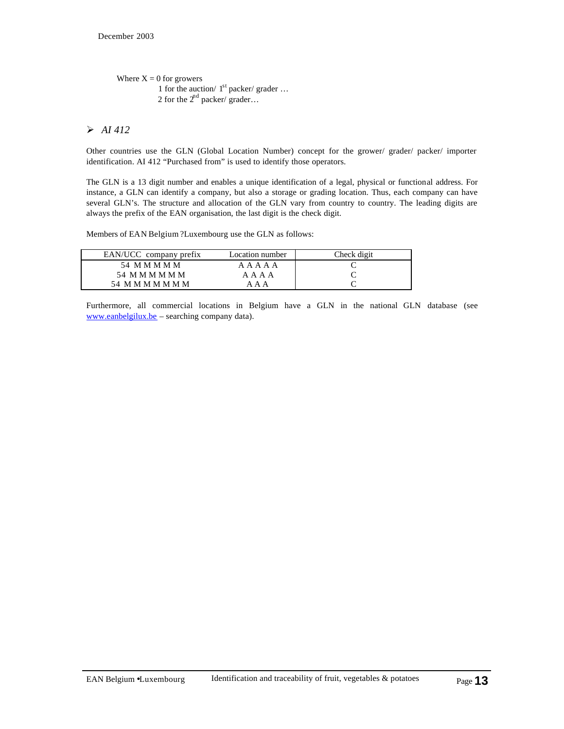Where X = 0 for growers
1 for the auction/ 1st packer/ grader …
2 for the 2nd packer/ grader…

- *AI 412*

Other countries use the GLN (Global Location Number) concept for the grower/ grader/ packer/ importer identification. AI 412 "Purchased from" is used to identify those operators.

The GLN is a 13 digit number and enables a unique identification of a legal, physical or functional address. For instance, a GLN can identify a company, but also a storage or grading location. Thus, each company can have several GLN's. The structure and allocation of the GLN vary from country to country. The leading digits are always the prefix of the EAN organisation, the last digit is the check digit.

Members of EAN Belgium ?Luxembourg use the GLN as follows:

| EAN/UCC company prefix | Location number | Check digit |
| --- | --- | --- |
| 54 M M M M M | A A A A A | C |
| 54 M M M M M M | A A A A | C |
| 54 M M M M M M M | A A A | C |

Furthermore, all commercial locations in Belgium have a GLN in the national GLN database (see www.eanbelgilux.be – searching company data).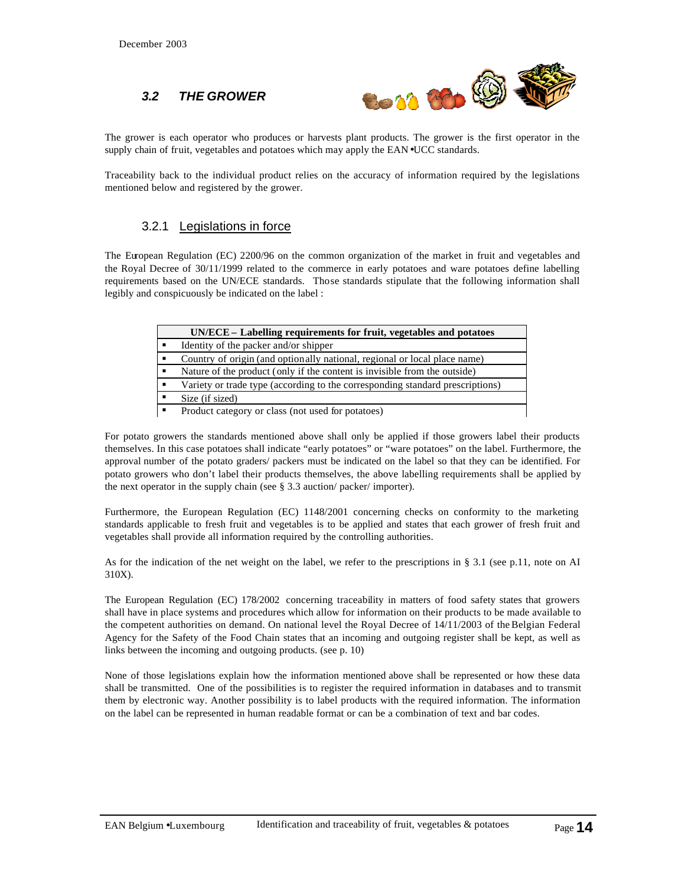## 3.2 THE GROWER

The grower is each operator who produces or harvests plant products. The grower is the first operator in the supply chain of fruit, vegetables and potatoes which may apply the EAN•UCC standards.

Traceability back to the individual product relies on the accuracy of information required by the legislations mentioned below and registered by the grower.

### 3.2.1 Legislations in force

The European Regulation (EC) 2200/96 on the common organization of the market in fruit and vegetables and the Royal Decree of 30/11/1999 related to the commerce in early potatoes and ware potatoes define labelling requirements based on the UN/ECE standards. Those standards stipulate that the following information shall legibly and conspicuously be indicated on the label :

| UN/ECE – Labelling requirements for fruit, vegetables and potatoes |
|---|
| ▪ Identity of the packer and/or shipper |
| ▪ Country of origin (and optionally national, regional or local place name) |
| ▪ Nature of the product (only if the content is invisible from the outside) |
| ▪ Variety or trade type (according to the corresponding standard prescriptions) |
| ▪ Size (if sized) |
| ▪ Product category or class (not used for potatoes) |

For potato growers the standards mentioned above shall only be applied if those growers label their products themselves. In this case potatoes shall indicate "early potatoes" or "ware potatoes" on the label. Furthermore, the approval number of the potato graders/ packers must be indicated on the label so that they can be identified. For potato growers who don't label their products themselves, the above labelling requirements shall be applied by the next operator in the supply chain (see § 3.3 auction/ packer/ importer).

Furthermore, the European Regulation (EC) 1148/2001 concerning checks on conformity to the marketing standards applicable to fresh fruit and vegetables is to be applied and states that each grower of fresh fruit and vegetables shall provide all information required by the controlling authorities.

As for the indication of the net weight on the label, we refer to the prescriptions in § 3.1 (see p.11, note on AI 310X).

The European Regulation (EC) 178/2002 concerning traceability in matters of food safety states that growers shall have in place systems and procedures which allow for information on their products to be made available to the competent authorities on demand. On national level the Royal Decree of 14/11/2003 of the Belgian Federal Agency for the Safety of the Food Chain states that an incoming and outgoing register shall be kept, as well as links between the incoming and outgoing products. (see p. 10)

None of those legislations explain how the information mentioned above shall be represented or how these data shall be transmitted. One of the possibilities is to register the required information in databases and to transmit them by electronic way. Another possibility is to label products with the required information. The information on the label can be represented in human readable format or can be a combination of text and bar codes.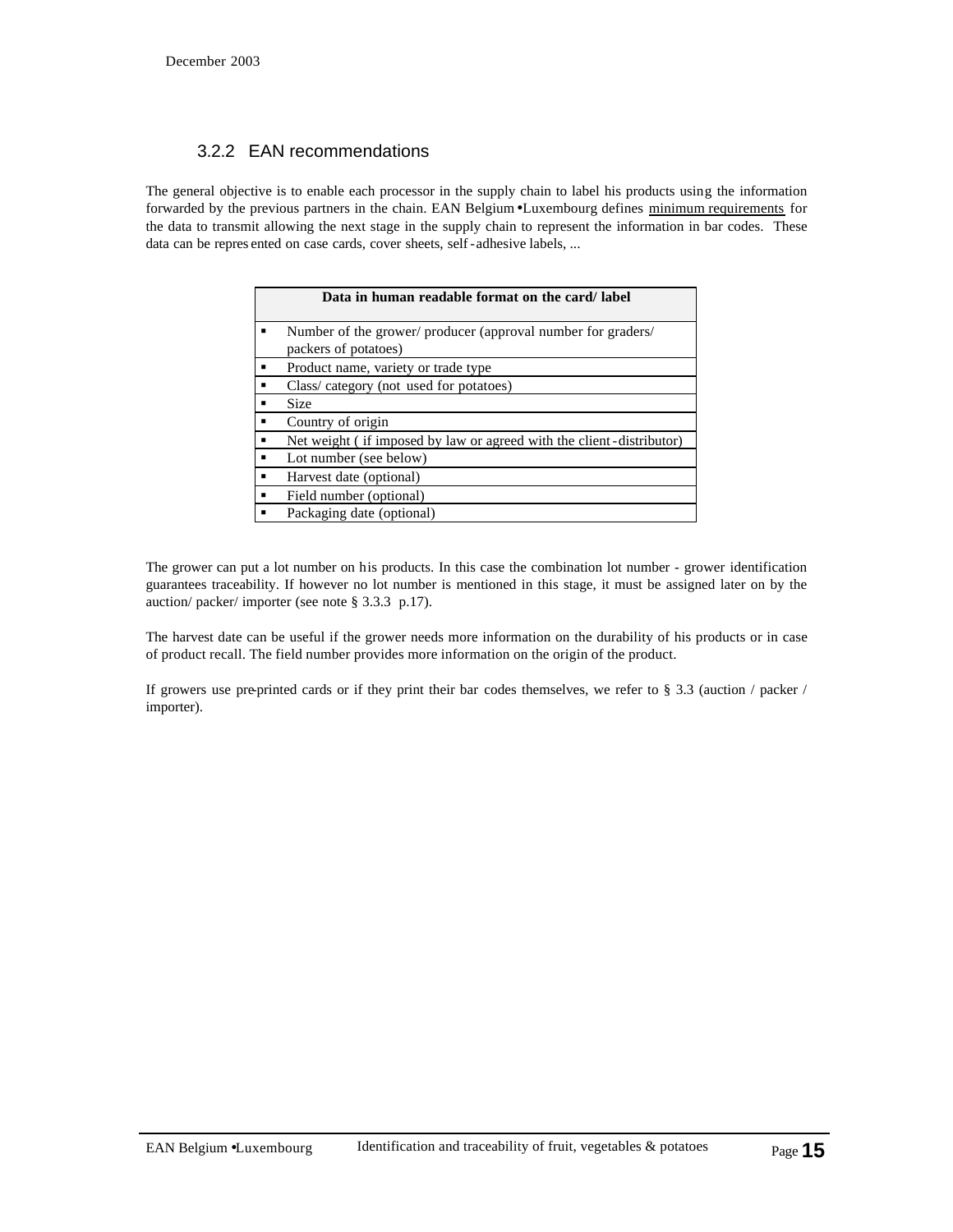### 3.2.2 EAN recommendations

The general objective is to enable each processor in the supply chain to label his products using the information forwarded by the previous partners in the chain. EAN Belgium •Luxembourg defines minimum requirements for the data to transmit allowing the next stage in the supply chain to represent the information in bar codes. These data can be represented on case cards, cover sheets, self-adhesive labels, ...

| Data in human readable format on the card/ label |
|---|
| ▪ Number of the grower/ producer (approval number for graders/ packers of potatoes) |
| ▪ Product name, variety or trade type |
| ▪ Class/ category (not used for potatoes) |
| ▪ Size |
| ▪ Country of origin |
| ▪ Net weight ( if imposed by law or agreed with the client-distributor) |
| ▪ Lot number (see below) |
| ▪ Harvest date (optional) |
| ▪ Field number (optional) |
| ▪ Packaging date (optional) |

The grower can put a lot number on his products. In this case the combination lot number - grower identification guarantees traceability. If however no lot number is mentioned in this stage, it must be assigned later on by the auction/ packer/ importer (see note § 3.3.3 p.17).

The harvest date can be useful if the grower needs more information on the durability of his products or in case of product recall. The field number provides more information on the origin of the product.

If growers use pre-printed cards or if they print their bar codes themselves, we refer to § 3.3 (auction / packer / importer).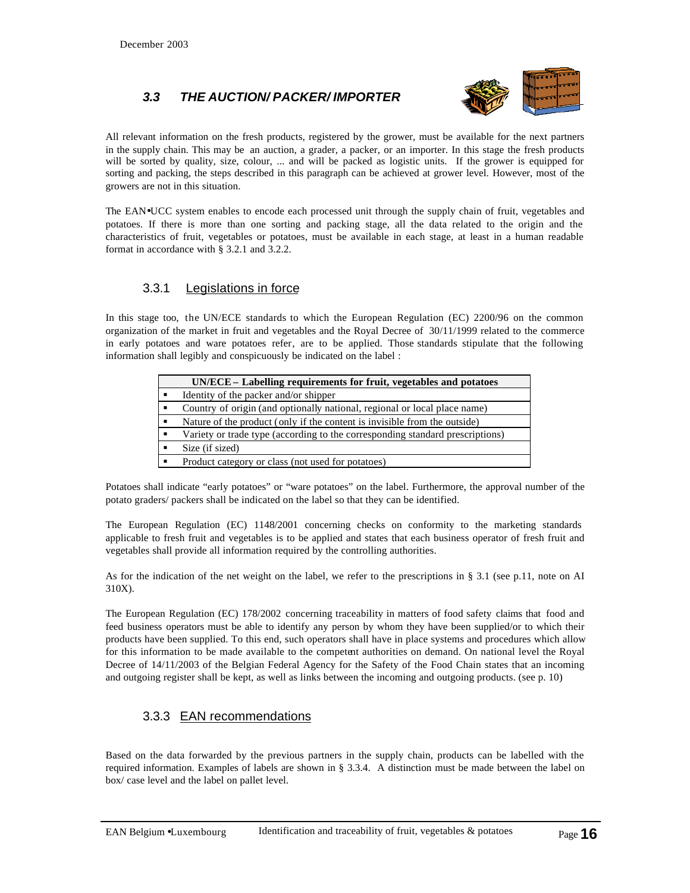## 3.3 *THE AUCTION/ PACKER/ IMPORTER*

All relevant information on the fresh products, registered by the grower, must be available for the next partners in the supply chain. This may be an auction, a grader, a packer, or an importer. In this stage the fresh products will be sorted by quality, size, colour, ... and will be packed as logistic units. If the grower is equipped for sorting and packing, the steps described in this paragraph can be achieved at grower level. However, most of the growers are not in this situation.

The EAN•UCC system enables to encode each processed unit through the supply chain of fruit, vegetables and potatoes. If there is more than one sorting and packing stage, all the data related to the origin and the characteristics of fruit, vegetables or potatoes, must be available in each stage, at least in a human readable format in accordance with § 3.2.1 and 3.2.2.

### 3.3.1 Legislations in force

In this stage too, the UN/ECE standards to which the European Regulation (EC) 2200/96 on the common organization of the market in fruit and vegetables and the Royal Decree of 30/11/1999 related to the commerce in early potatoes and ware potatoes refer, are to be applied. Those standards stipulate that the following information shall legibly and conspicuously be indicated on the label :

| UN/ECE – Labelling requirements for fruit, vegetables and potatoes |
|---|
| ▪ Identity of the packer and/or shipper |
| ▪ Country of origin (and optionally national, regional or local place name) |
| ▪ Nature of the product (only if the content is invisible from the outside) |
| ▪ Variety or trade type (according to the corresponding standard prescriptions) |
| ▪ Size (if sized) |
| ▪ Product category or class (not used for potatoes) |

Potatoes shall indicate "early potatoes" or "ware potatoes" on the label. Furthermore, the approval number of the potato graders/ packers shall be indicated on the label so that they can be identified.

The European Regulation (EC) 1148/2001 concerning checks on conformity to the marketing standards applicable to fresh fruit and vegetables is to be applied and states that each business operator of fresh fruit and vegetables shall provide all information required by the controlling authorities.

As for the indication of the net weight on the label, we refer to the prescriptions in § 3.1 (see p.11, note on AI 310X).

The European Regulation (EC) 178/2002 concerning traceability in matters of food safety claims that food and feed business operators must be able to identify any person by whom they have been supplied/or to which their products have been supplied. To this end, such operators shall have in place systems and procedures which allow for this information to be made available to the competent authorities on demand. On national level the Royal Decree of 14/11/2003 of the Belgian Federal Agency for the Safety of the Food Chain states that an incoming and outgoing register shall be kept, as well as links between the incoming and outgoing products. (see p. 10)

### 3.3.3 EAN recommendations

Based on the data forwarded by the previous partners in the supply chain, products can be labelled with the required information. Examples of labels are shown in § 3.3.4. A distinction must be made between the label on box/ case level and the label on pallet level.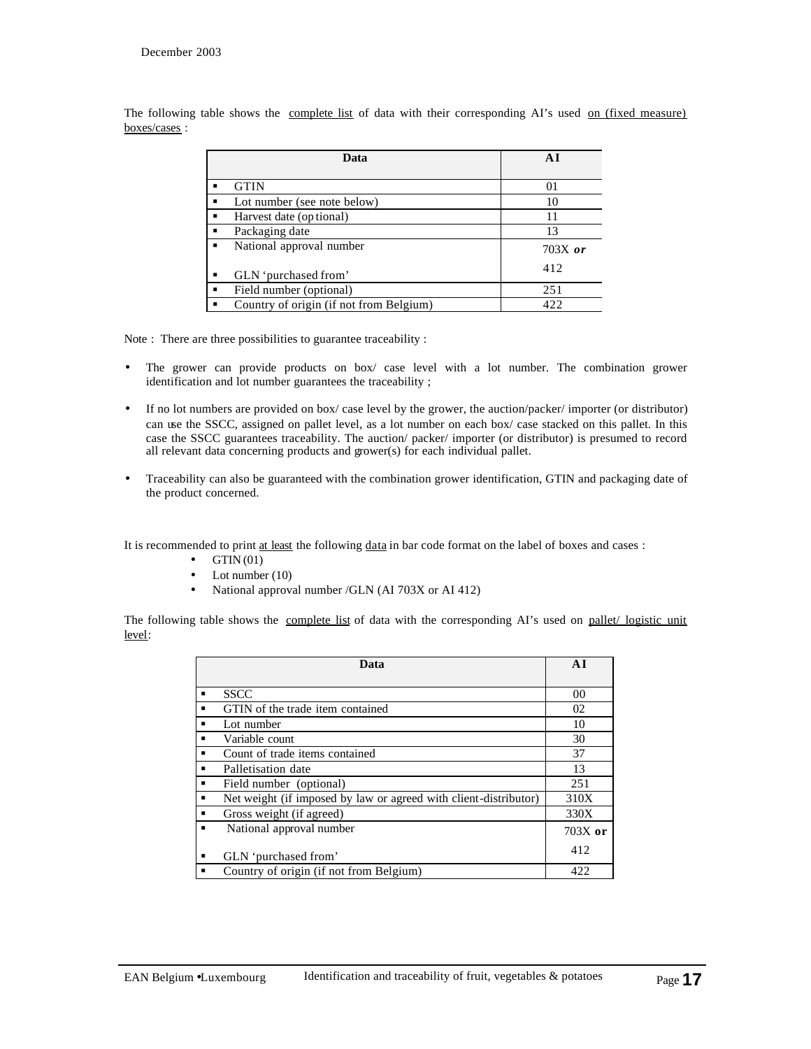The following table shows the <u>complete list</u> of data with their corresponding AI's used <u>on (fixed measure) boxes/cases</u> :

| Data | AI |
|---|---|
| ▪ GTIN | 01 |
| ▪ Lot number (see note below) | 10 |
| ▪ Harvest date (optional) | 11 |
| ▪ Packaging date | 13 |
| ▪ National approval number<br>▪ GLN 'purchased from' | 703X ***or***<br>412 |
| ▪ Field number (optional) | 251 |
| ▪ Country of origin (if not from Belgium) | 422 |

Note : There are three possibilities to guarantee traceability :

- The grower can provide products on box/ case level with a lot number. The combination grower identification and lot number guarantees the traceability ;
- If no lot numbers are provided on box/ case level by the grower, the auction/packer/ importer (or distributor) can use the SSCC, assigned on pallet level, as a lot number on each box/ case stacked on this pallet. In this case the SSCC guarantees traceability. The auction/ packer/ importer (or distributor) is presumed to record all relevant data concerning products and grower(s) for each individual pallet.
- Traceability can also be guaranteed with the combination grower identification, GTIN and packaging date of the product concerned.

It is recommended to print <u>at least</u> the following <u>data</u> in bar code format on the label of boxes and cases :

- GTIN (01)
- Lot number (10)
- National approval number /GLN (AI 703X or AI 412)

The following table shows the <u>complete list</u> of data with the corresponding AI's used on <u>pallet/ logistic unit level</u>:

| Data | AI |
|---|---|
| ▪ SSCC | 00 |
| ▪ GTIN of the trade item contained | 02 |
| ▪ Lot number | 10 |
| ▪ Variable count | 30 |
| ▪ Count of trade items contained | 37 |
| ▪ Palletisation date | 13 |
| ▪ Field number (optional) | 251 |
| ▪ Net weight (if imposed by law or agreed with client-distributor) | 310X |
| ▪ Gross weight (if agreed) | 330X |
| ▪ National approval number<br>▪ GLN 'purchased from' | 703X **or**<br>412 |
| ▪ Country of origin (if not from Belgium) | 422 |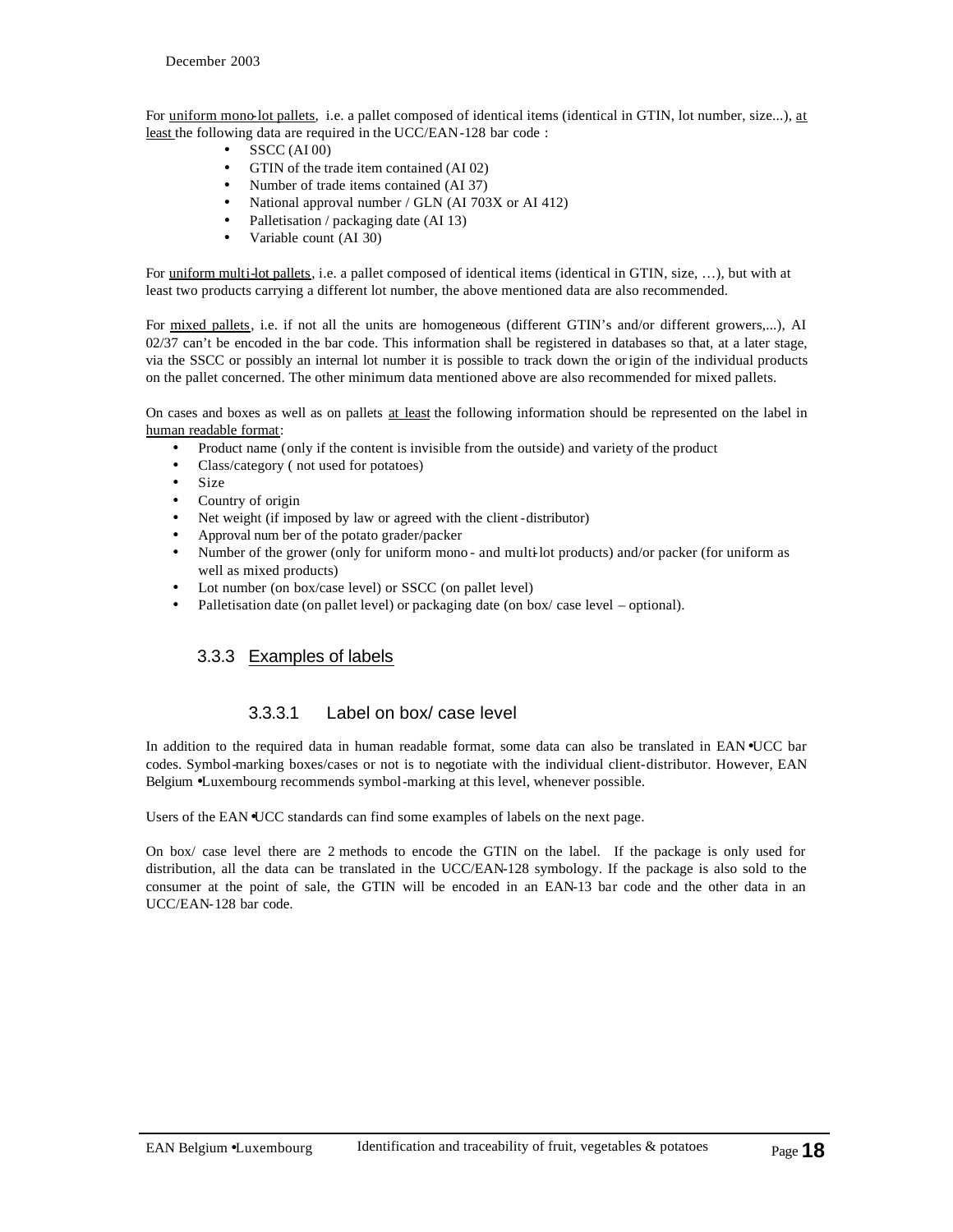For uniform mono-lot pallets, i.e. a pallet composed of identical items (identical in GTIN, lot number, size...), at least the following data are required in the UCC/EAN-128 bar code :

- SSCC (AI 00)
- GTIN of the trade item contained (AI 02)
- Number of trade items contained (AI 37)
- National approval number / GLN (AI 703X or AI 412)
- Palletisation / packaging date (AI 13)
- Variable count (AI 30)

For uniform multi-lot pallets, i.e. a pallet composed of identical items (identical in GTIN, size, …), but with at least two products carrying a different lot number, the above mentioned data are also recommended.

For mixed pallets, i.e. if not all the units are homogeneous (different GTIN's and/or different growers,...), AI 02/37 can't be encoded in the bar code. This information shall be registered in databases so that, at a later stage, via the SSCC or possibly an internal lot number it is possible to track down the origin of the individual products on the pallet concerned. The other minimum data mentioned above are also recommended for mixed pallets.

On cases and boxes as well as on pallets at least the following information should be represented on the label in human readable format:

- Product name (only if the content is invisible from the outside) and variety of the product
- Class/category ( not used for potatoes)
- Size
- Country of origin
- Net weight (if imposed by law or agreed with the client-distributor)
- Approval number of the potato grader/packer
- Number of the grower (only for uniform mono- and multi-lot products) and/or packer (for uniform as well as mixed products)
- Lot number (on box/case level) or SSCC (on pallet level)
- Palletisation date (on pallet level) or packaging date (on box/ case level – optional).

### 3.3.3 Examples of labels

#### 3.3.3.1 Label on box/ case level

In addition to the required data in human readable format, some data can also be translated in EAN•UCC bar codes. Symbol-marking boxes/cases or not is to negotiate with the individual client-distributor. However, EAN Belgium •Luxembourg recommends symbol-marking at this level, whenever possible.

Users of the EAN•UCC standards can find some examples of labels on the next page.

On box/ case level there are 2 methods to encode the GTIN on the label. If the package is only used for distribution, all the data can be translated in the UCC/EAN-128 symbology. If the package is also sold to the consumer at the point of sale, the GTIN will be encoded in an EAN-13 bar code and the other data in an UCC/EAN-128 bar code.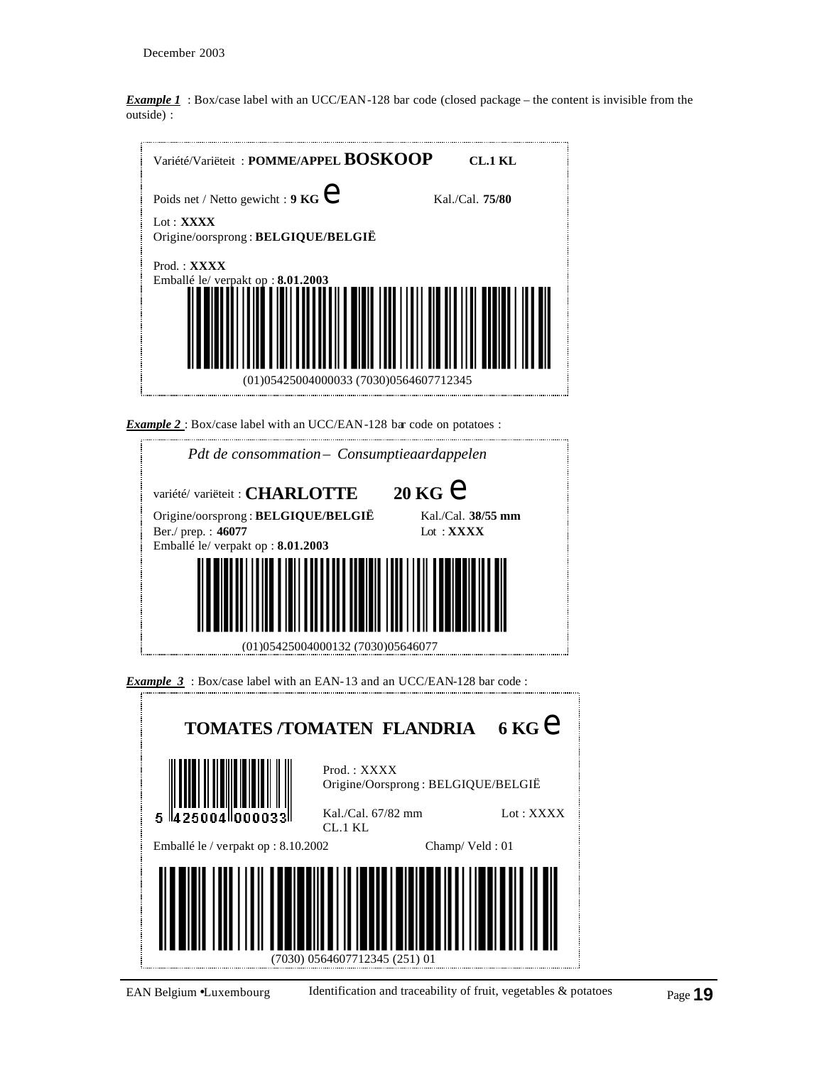December 2003

***Example 1*** : Box/case label with an UCC/EAN-128 bar code (closed package – the content is invisible from the outside) :

Variété/Variëteit : **POMME/APPEL BOSKOOP** **CL.1 KL**

Poids net / Netto gewicht : **9 KG** ℮ Kal./Cal. **75/80**

Lot : **XXXX**
Origine/oorsprong : **BELGIQUE/BELGIË**

Prod. : **XXXX**
Emballé le/ verpakt op : **8.01.2003**

(01)05425004000033 (7030)0564607712345

***Example 2*** : Box/case label with an UCC/EAN-128 bar code on potatoes :

*Pdt de consommation – Consumptieaardappelen*

variété/ variëteit : **CHARLOTTE** **20 KG** ℮

Origine/oorsprong : **BELGIQUE/BELGIË** Kal./Cal. **38/55 mm**
Ber./ prep. : **46077** Lot : **XXXX**
Emballé le/ verpakt op : **8.01.2003**

(01)05425004000132 (7030)05646077

***Example 3*** : Box/case label with an EAN-13 and an UCC/EAN-128 bar code :

**TOMATES /TOMATEN FLANDRIA 6 KG** ℮

5 425004 000033

Prod. : XXXX
Origine/Oorsprong : BELGIQUE/BELGIË

Kal./Cal. 67/82 mm Lot : XXXX
CL.1 KL

Emballé le / verpakt op : 8.10.2002 Champ/ Veld : 01

(7030) 0564607712345 (251) 01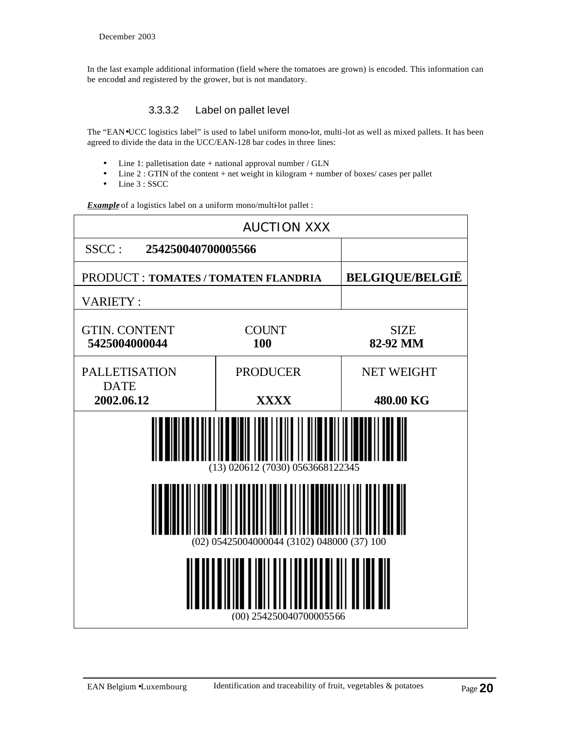In the last example additional information (field where the tomatoes are grown) is encoded. This information can be encoded and registered by the grower, but is not mandatory.

#### 3.3.3.2 Label on pallet level

The "EAN•UCC logistics label" is used to label uniform mono-lot, multi-lot as well as mixed pallets. It has been agreed to divide the data in the UCC/EAN-128 bar codes in three lines:

- Line 1: palletisation date + national approval number / GLN
- Line 2 : GTIN of the content + net weight in kilogram + number of boxes/ cases per pallet
- Line 3 : SSCC

***Example*** of a logistics label on a uniform mono/multi-lot pallet :

| AUCTION XXX | | |
|---|---|---|
| SSCC : **254250040700005566** | | |
| PRODUCT : **TOMATES / TOMATEN FLANDRIA** | | **BELGIQUE/BELGIË** |
| VARIETY : | | |
| GTIN. CONTENT **5425004000044** | COUNT **100** | SIZE **82-92 MM** |
| PALLETISATION DATE **2002.06.12** | PRODUCER **XXXX** | NET WEIGHT **480.00 KG** |

(13) 020612 (7030) 0563668122345

(02) 05425004000044 (3102) 048000 (37) 100

(00) 254250040700005566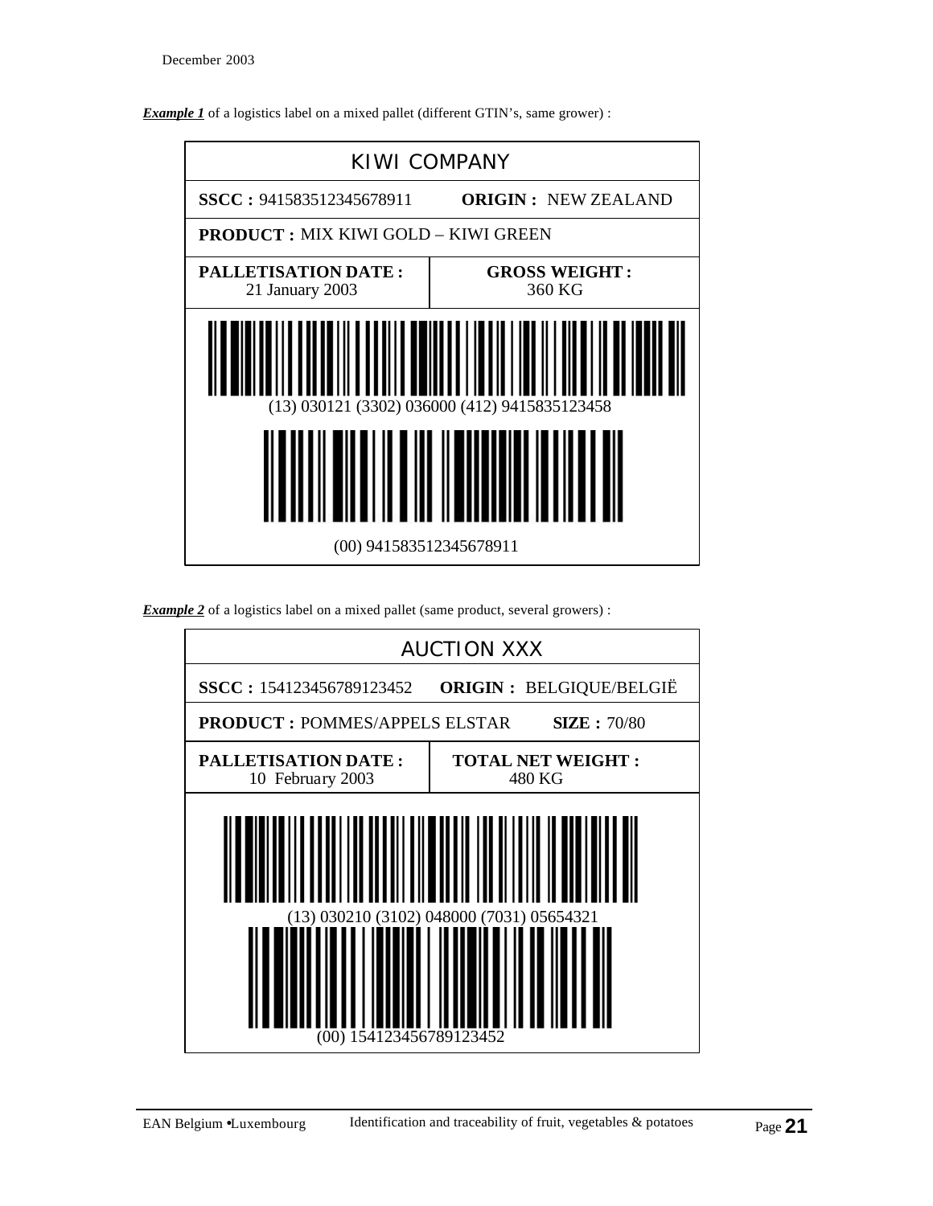***Example 1*** of a logistics label on a mixed pallet (different GTIN's, same grower) :

| KIWI COMPANY | |
|---|---|
| **SSCC :** 941583512345678911 | **ORIGIN :** NEW ZEALAND |
| **PRODUCT :** MIX KIWI GOLD – KIWI GREEN | |
| **PALLETISATION DATE :** 21 January 2003 | **GROSS WEIGHT :** 360 KG |
| (13) 030121 (3302) 036000 (412) 9415835123458 | |
| (00) 941583512345678911 | |

***Example 2*** of a logistics label on a mixed pallet (same product, several growers) :

| AUCTION XXX | |
|---|---|
| **SSCC :** 154123456789123452 | **ORIGIN :** BELGIQUE/BELGIË |
| **PRODUCT :** POMMES/APPELS ELSTAR | **SIZE :** 70/80 |
| **PALLETISATION DATE :** 10 February 2003 | **TOTAL NET WEIGHT :** 480 KG |
| (13) 030210 (3102) 048000 (7031) 05654321 | |
| (00) 154123456789123452 | |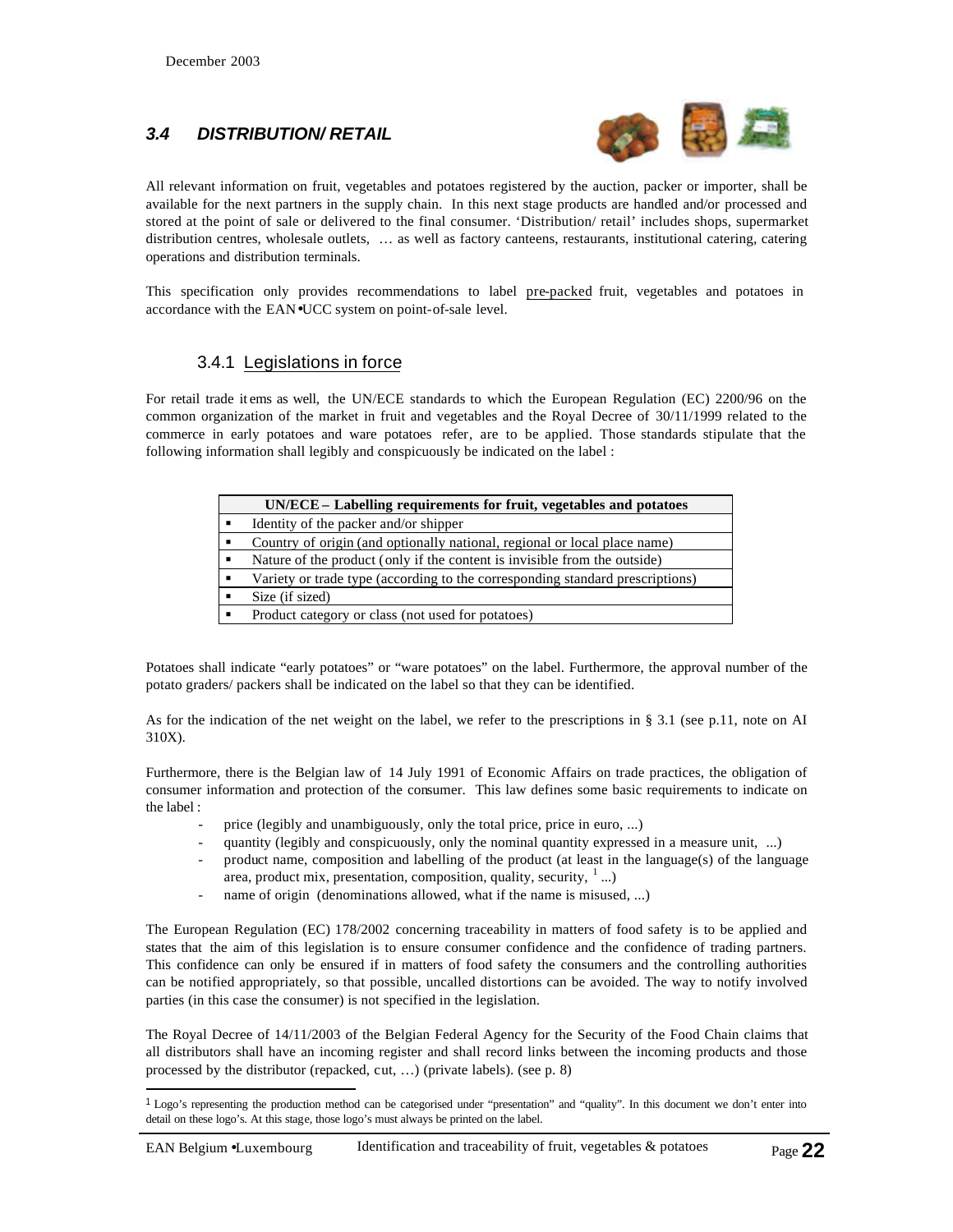## 3.4 DISTRIBUTION/ RETAIL

All relevant information on fruit, vegetables and potatoes registered by the auction, packer or importer, shall be available for the next partners in the supply chain. In this next stage products are handled and/or processed and stored at the point of sale or delivered to the final consumer. 'Distribution/ retail' includes shops, supermarket distribution centres, wholesale outlets, … as well as factory canteens, restaurants, institutional catering, catering operations and distribution terminals.

This specification only provides recommendations to label pre-packed fruit, vegetables and potatoes in accordance with the EAN•UCC system on point-of-sale level.

### 3.4.1 Legislations in force

For retail trade items as well, the UN/ECE standards to which the European Regulation (EC) 2200/96 on the common organization of the market in fruit and vegetables and the Royal Decree of 30/11/1999 related to the commerce in early potatoes and ware potatoes refer, are to be applied. Those standards stipulate that the following information shall legibly and conspicuously be indicated on the label :

| UN/ECE – Labelling requirements for fruit, vegetables and potatoes |
| --- |
| ▪ Identity of the packer and/or shipper |
| ▪ Country of origin (and optionally national, regional or local place name) |
| ▪ Nature of the product (only if the content is invisible from the outside) |
| ▪ Variety or trade type (according to the corresponding standard prescriptions) |
| ▪ Size (if sized) |
| ▪ Product category or class (not used for potatoes) |

Potatoes shall indicate "early potatoes" or "ware potatoes" on the label. Furthermore, the approval number of the potato graders/ packers shall be indicated on the label so that they can be identified.

As for the indication of the net weight on the label, we refer to the prescriptions in § 3.1 (see p.11, note on AI 310X).

Furthermore, there is the Belgian law of 14 July 1991 of Economic Affairs on trade practices, the obligation of consumer information and protection of the consumer. This law defines some basic requirements to indicate on the label :

- price (legibly and unambiguously, only the total price, price in euro, ...)
- quantity (legibly and conspicuously, only the nominal quantity expressed in a measure unit, ...)
- product name, composition and labelling of the product (at least in the language(s) of the language area, product mix, presentation, composition, quality, security, [1] ...)
- name of origin (denominations allowed, what if the name is misused, ...)

The European Regulation (EC) 178/2002 concerning traceability in matters of food safety is to be applied and states that the aim of this legislation is to ensure consumer confidence and the confidence of trading partners. This confidence can only be ensured if in matters of food safety the consumers and the controlling authorities can be notified appropriately, so that possible, uncalled distortions can be avoided. The way to notify involved parties (in this case the consumer) is not specified in the legislation.

The Royal Decree of 14/11/2003 of the Belgian Federal Agency for the Security of the Food Chain claims that all distributors shall have an incoming register and shall record links between the incoming products and those processed by the distributor (repacked, cut, …) (private labels). (see p. 8)

---

[1] Logo's representing the production method can be categorised under "presentation" and "quality". In this document we don't enter into detail on these logo's. At this stage, those logo's must always be printed on the label.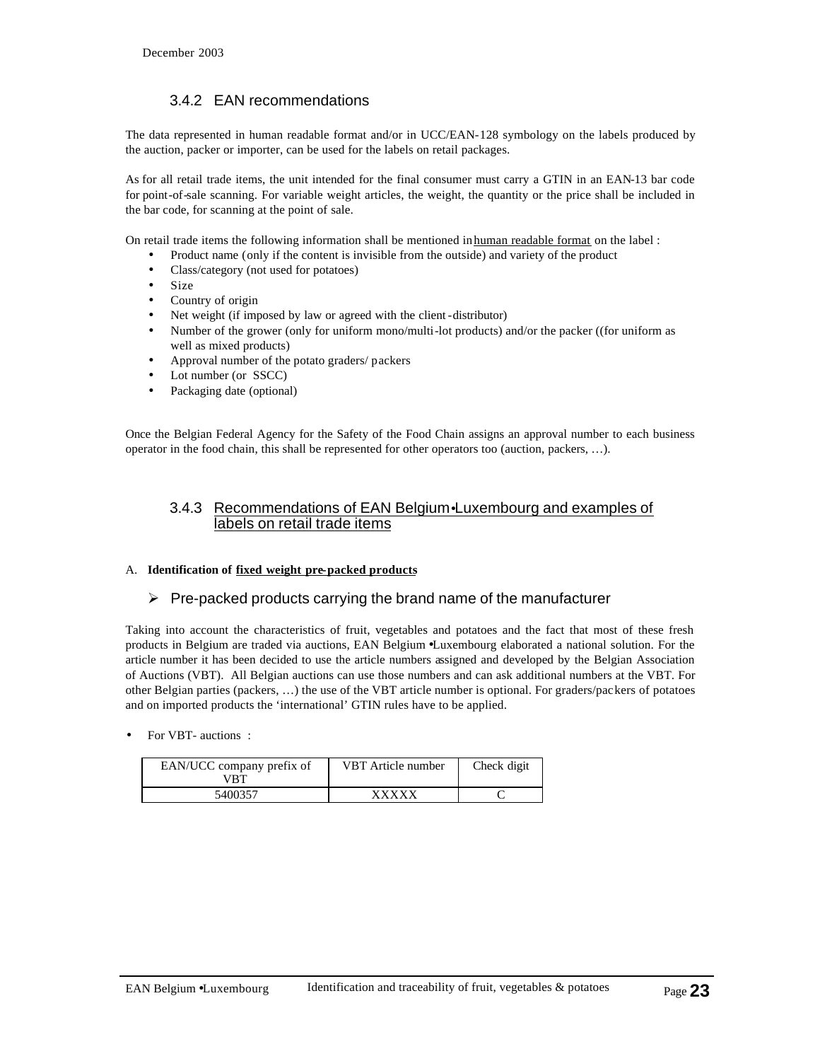### 3.4.2 EAN recommendations

The data represented in human readable format and/or in UCC/EAN-128 symbology on the labels produced by the auction, packer or importer, can be used for the labels on retail packages.

As for all retail trade items, the unit intended for the final consumer must carry a GTIN in an EAN-13 bar code for point-of-sale scanning. For variable weight articles, the weight, the quantity or the price shall be included in the bar code, for scanning at the point of sale.

On retail trade items the following information shall be mentioned in human readable format on the label :

- Product name (only if the content is invisible from the outside) and variety of the product
- Class/category (not used for potatoes)
- Size
- Country of origin
- Net weight (if imposed by law or agreed with the client-distributor)
- Number of the grower (only for uniform mono/multi-lot products) and/or the packer ((for uniform as well as mixed products)
- Approval number of the potato graders/ packers
- Lot number (or SSCC)
- Packaging date (optional)

Once the Belgian Federal Agency for the Safety of the Food Chain assigns an approval number to each business operator in the food chain, this shall be represented for other operators too (auction, packers, …).

### 3.4.3 Recommendations of EAN Belgium•Luxembourg and examples of labels on retail trade items

A. **Identification of fixed weight pre-packed products**

- Pre-packed products carrying the brand name of the manufacturer

Taking into account the characteristics of fruit, vegetables and potatoes and the fact that most of these fresh products in Belgium are traded via auctions, EAN Belgium •Luxembourg elaborated a national solution. For the article number it has been decided to use the article numbers assigned and developed by the Belgian Association of Auctions (VBT). All Belgian auctions can use those numbers and can ask additional numbers at the VBT. For other Belgian parties (packers, …) the use of the VBT article number is optional. For graders/packers of potatoes and on imported products the 'international' GTIN rules have to be applied.

- For VBT- auctions :

| EAN/UCC company prefix of VBT | VBT Article number | Check digit |
|---|---|---|
| 5400357 | XXXXX | C |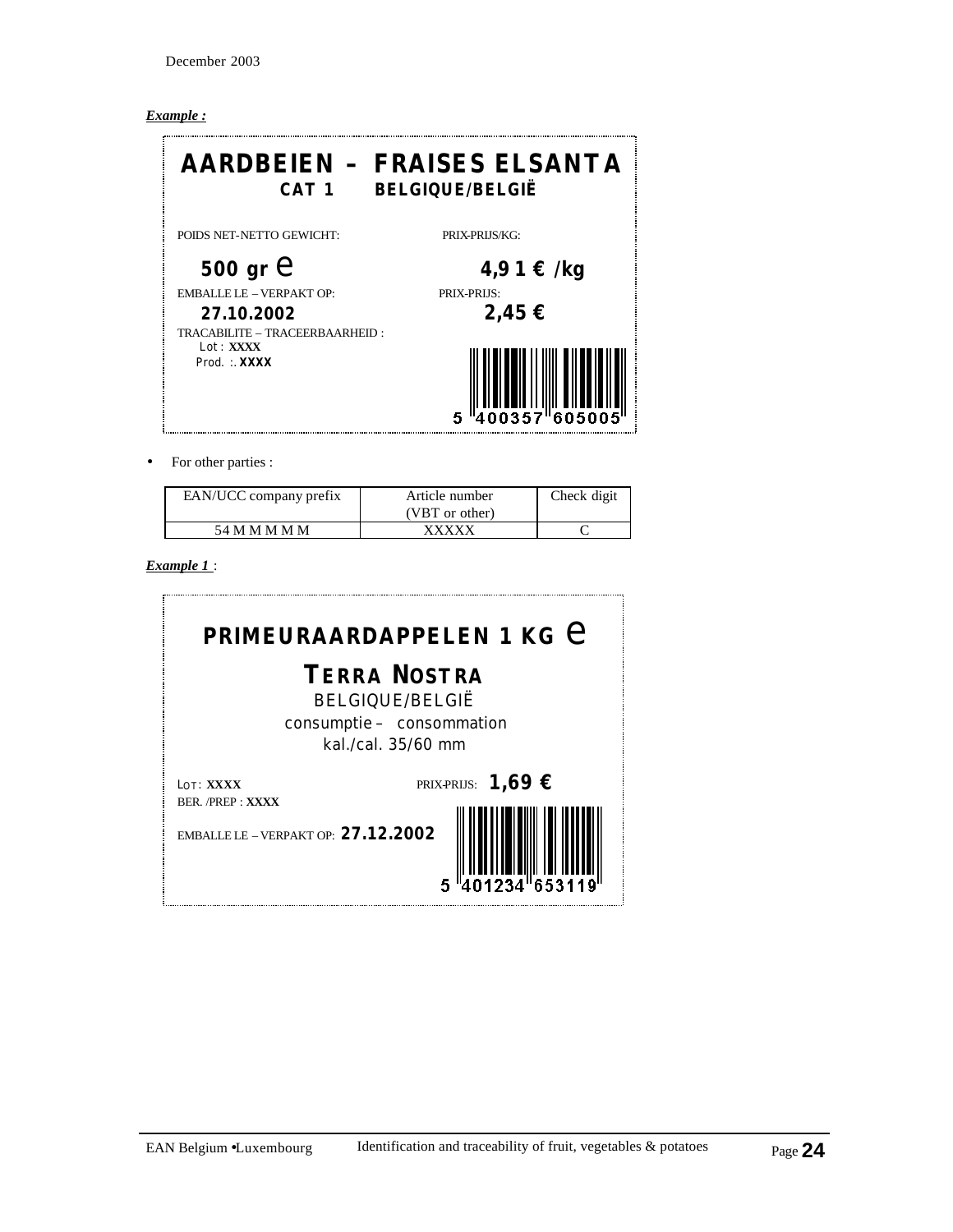December 2003

***Example :***

**AARDBEIEN – FRAISES ELSANTA**
**CAT 1 BELGIQUE/BELGIË**

POIDS NET-NETTO GEWICHT: **500 gr e**

PRIX-PRIJS/KG: **4,9 1 € /kg**

EMBALLE LE – VERPAKT OP: **27.10.2002**

PRIX-PRIJS: **2,45 €**

TRACABILITE – TRACEERBAARHEID :
Lot : **XXXX**
Prod. :. **XXXX**

5 400357 605005

- For other parties :

| EAN/UCC company prefix | Article number (VBT or other) | Check digit |
|---|---|---|
| 54 M M M M M | XXXXX | C |

***Example 1*** :

**PRIMEURAARDAPPELEN 1 KG e**

**TERRA NOSTRA**

BELGIQUE/BELGIË

consumptie – consommation

kal./cal. 35/60 mm

LOT: **XXXX**

BER. /PREP : **XXXX**

PRIX-PRIJS: **1,69 €**

EMBALLE LE – VERPAKT OP: **27.12.2002**

5 401234 653119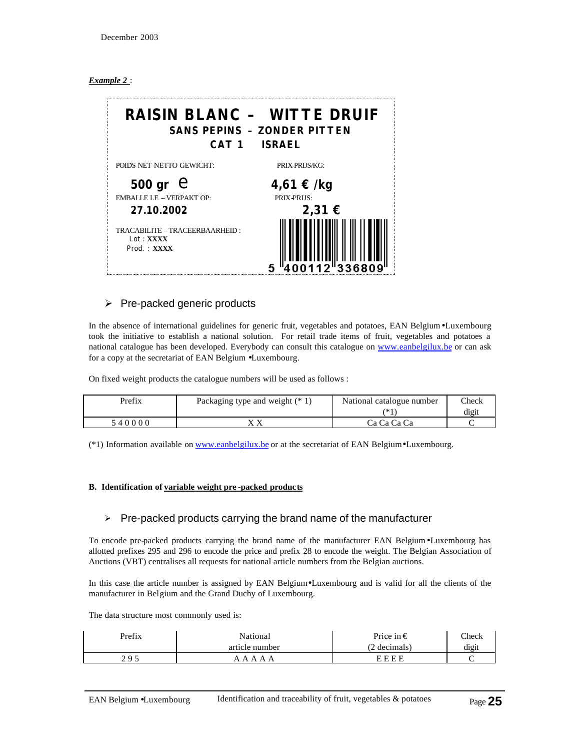*__Example 2__* :

**RAISIN BLANC – WITTE DRUIF**
**SANS PEPINS – ZONDER PITTEN**
**CAT 1 ISRAEL**

POIDS NET-NETTO GEWICHT: **500 gr** ℮

PRIX-PRIJS/KG: **4,61 € /kg**

EMBALLE LE – VERPAKT OP: **27.10.2002**

PRIX-PRIJS: **2,31 €**

TRACABILITE – TRACEERBAARHEID :
Lot : **XXXX**
Prod. : **XXXX**

5 400112 336809

- Pre-packed generic products

In the absence of international guidelines for generic fruit, vegetables and potatoes, EAN Belgium•Luxembourg took the initiative to establish a national solution. For retail trade items of fruit, vegetables and potatoes a national catalogue has been developed. Everybody can consult this catalogue on [www.eanbelgilux.be](http://www.eanbelgilux.be) or can ask for a copy at the secretariat of EAN Belgium •Luxembourg.

On fixed weight products the catalogue numbers will be used as follows :

| Prefix | Packaging type and weight (* 1) | National catalogue number (*1) | Check digit |
|---|---|---|---|
| 5 4 0 0 0 0 | X X | Ca Ca Ca Ca | C |

(*1) Information available on [www.eanbelgilux.be](http://www.eanbelgilux.be) or at the secretariat of EAN Belgium•Luxembourg.

#### B. Identification of __variable weight pre-packed products__

- Pre-packed products carrying the brand name of the manufacturer

To encode pre-packed products carrying the brand name of the manufacturer EAN Belgium•Luxembourg has allotted prefixes 295 and 296 to encode the price and prefix 28 to encode the weight. The Belgian Association of Auctions (VBT) centralises all requests for national article numbers from the Belgian auctions.

In this case the article number is assigned by EAN Belgium•Luxembourg and is valid for all the clients of the manufacturer in Belgium and the Grand Duchy of Luxembourg.

The data structure most commonly used is:

| Prefix | National article number | Price in € (2 decimals) | Check digit |
|---|---|---|---|
| 2 9 5 | A A A A A | E E E E | C |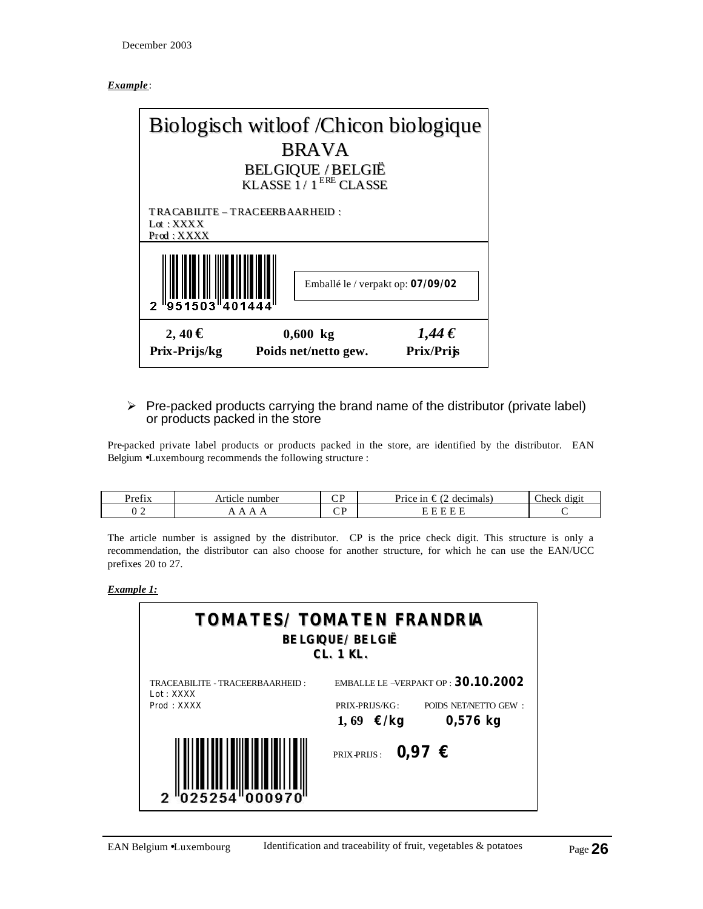*Example*:

Biologisch witloof /Chicon biologique
BRAVA
BELGIQUE / BELGIË
KLASSE 1 / 1 ERE CLASSE

TRACABILITE – TRACEERBAARHEID :
Lot : XXXX
Prod : XXXX

2 951503 401444

Emballé le / verpakt op: **07/09/02**

| **2, 40 €** | **0,600 kg** | ***1,44 €*** |
|---|---|---|
| **Prix-Prijs/kg** | **Poids net/netto gew.** | **Prix/Prijs** |

- Pre-packed products carrying the brand name of the distributor (private label) or products packed in the store

Pre-packed private label products or products packed in the store, are identified by the distributor. EAN Belgium •Luxembourg recommends the following structure :

| Prefix | Article number | CP | Price in € (2 decimals) | Check digit |
|---|---|---|---|---|
| 0 2 | A A A A | C P | E E E E E | C |

The article number is assigned by the distributor. CP is the price check digit. This structure is only a recommendation, the distributor can also choose for another structure, for which he can use the EAN/UCC prefixes 20 to 27.

***Example 1:***

**TOMATES/ TOMATEN FRANDRIA**
**BELGIQUE/ BELGIË**
**CL. 1 KL.**

TRACEABILITE - TRACEERBAARHEID :
Lot : XXXX
Prod : XXXX

EMBALLE LE –VERPAKT OP : **30.10.2002**

PRIX-PRIJS/KG : **1, 69 €/kg**
POIDS NET/NETTO GEW : **0,576 kg**

PRIX-PRIJS : **0,97 €**

2 025254 000970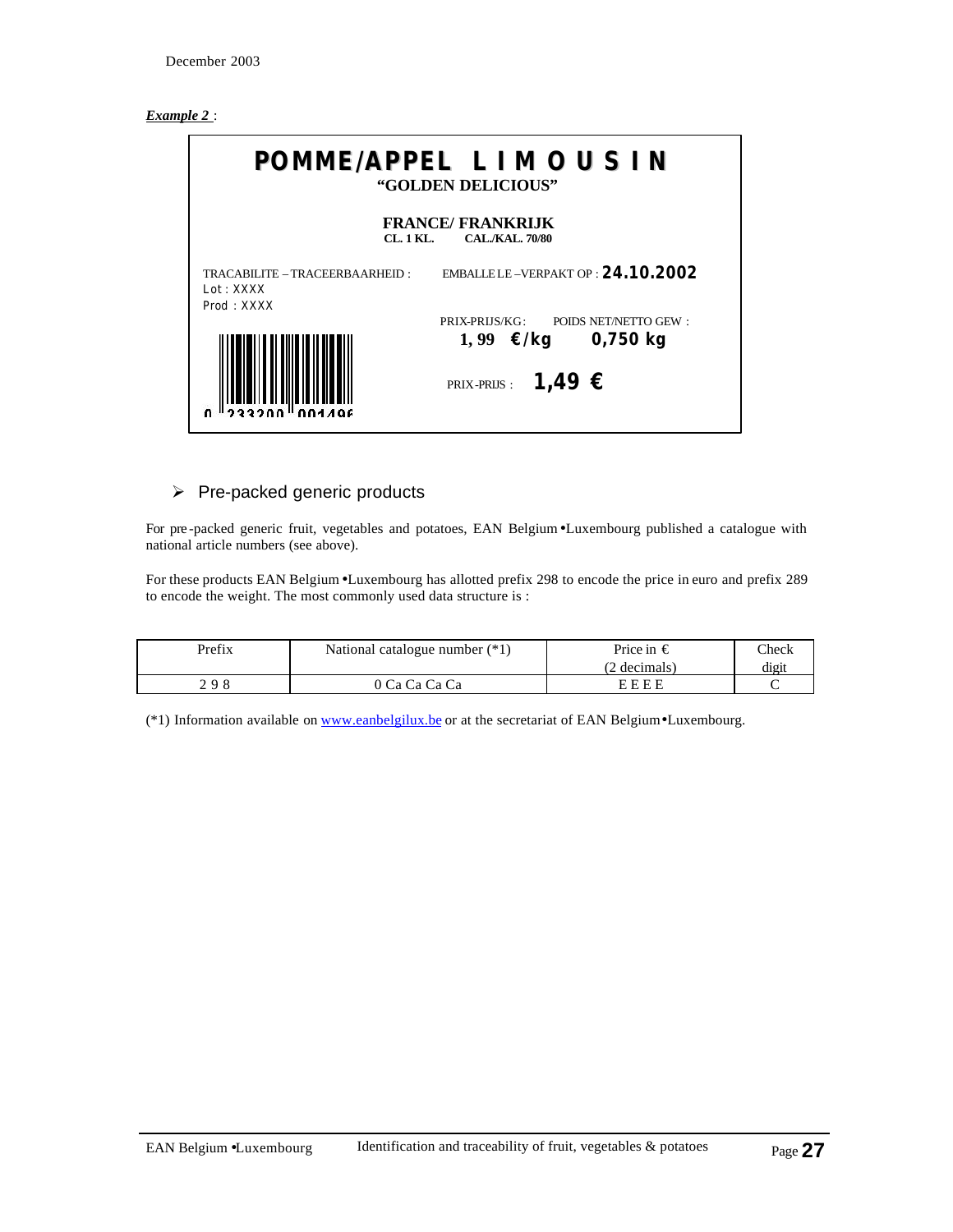December 2003

***Example 2*** :

**POMME/APPEL L I M O U S I N**

**"GOLDEN DELICIOUS"**

**FRANCE/ FRANKRIJK**

**CL. 1 KL. CAL./KAL. 70/80**

TRACABILITE – TRACEERBAARHEID :
Lot : XXXX
Prod : XXXX

EMBALLE LE – VERPAKT OP : **24.10.2002**

PRIX-PRIJS/KG : POIDS NET/NETTO GEW :

**1, 99 €/kg 0,750 kg**

PRIX-PRIJS : **1,49 €**

0 233200 001496

- Pre-packed generic products

For pre-packed generic fruit, vegetables and potatoes, EAN Belgium•Luxembourg published a catalogue with national article numbers (see above).

For these products EAN Belgium•Luxembourg has allotted prefix 298 to encode the price in euro and prefix 289 to encode the weight. The most commonly used data structure is :

| Prefix | National catalogue number (*1) | Price in € (2 decimals) | Check digit |
|---|---|---|---|
| 2 9 8 | 0 Ca Ca Ca Ca | E E E E | C |

(*1) Information available on www.eanbelgilux.be or at the secretariat of EAN Belgium•Luxembourg.